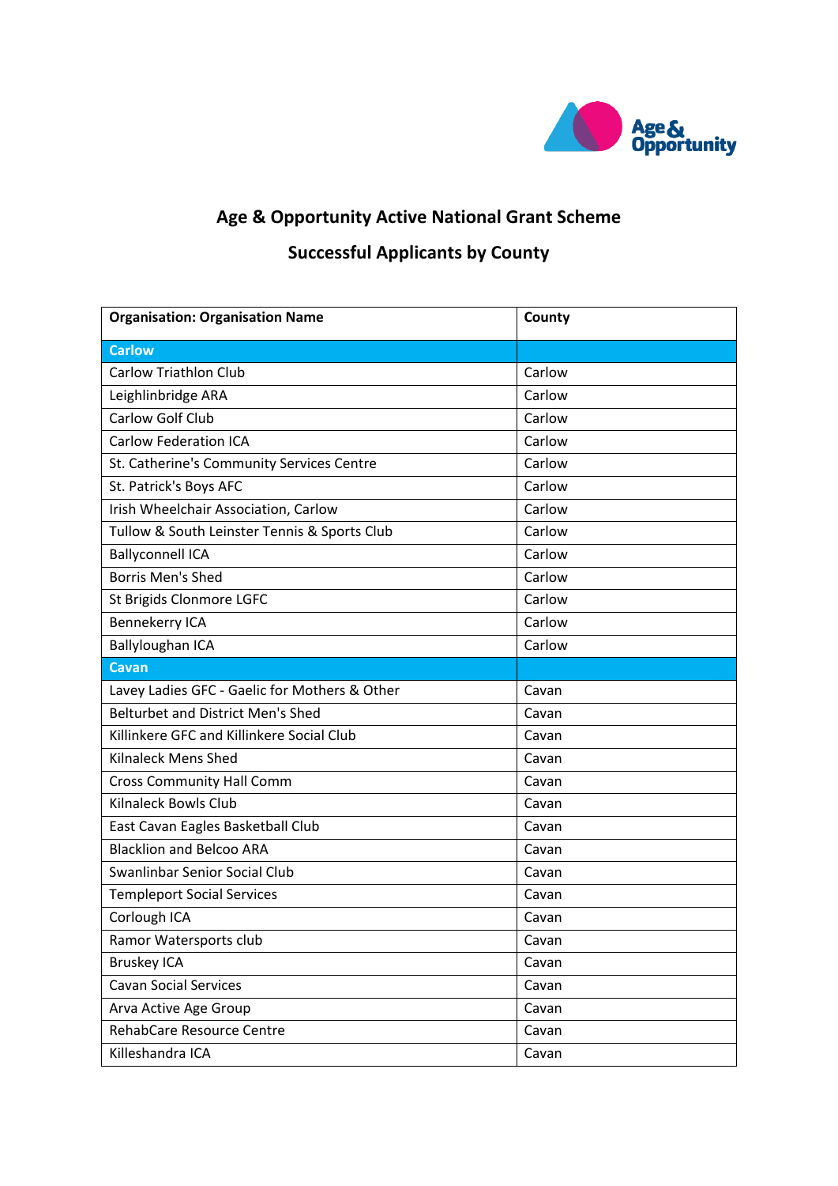# Age & Opportunity Active National Grant Scheme

## Successful Applicants by County

| Organisation: Organisation Name | County |
|---|---|
| **Carlow** | |
| Carlow Triathlon Club | Carlow |
| Leighlinbridge ARA | Carlow |
| Carlow Golf Club | Carlow |
| Carlow Federation ICA | Carlow |
| St. Catherine's Community Services Centre | Carlow |
| St. Patrick's Boys AFC | Carlow |
| Irish Wheelchair Association, Carlow | Carlow |
| Tullow & South Leinster Tennis & Sports Club | Carlow |
| Ballyconnell ICA | Carlow |
| Borris Men's Shed | Carlow |
| St Brigids Clonmore LGFC | Carlow |
| Bennekerry ICA | Carlow |
| Ballyloughan ICA | Carlow |
| **Cavan** | |
| Lavey Ladies GFC - Gaelic for Mothers & Other | Cavan |
| Belturbet and District Men's Shed | Cavan |
| Killinkere GFC and Killinkere Social Club | Cavan |
| Kilnaleck Mens Shed | Cavan |
| Cross Community Hall Comm | Cavan |
| Kilnaleck Bowls Club | Cavan |
| East Cavan Eagles Basketball Club | Cavan |
| Blacklion and Belcoo ARA | Cavan |
| Swanlinbar Senior Social Club | Cavan |
| Templeport Social Services | Cavan |
| Corlough ICA | Cavan |
| Ramor Watersports club | Cavan |
| Bruskey ICA | Cavan |
| Cavan Social Services | Cavan |
| Arva Active Age Group | Cavan |
| RehabCare Resource Centre | Cavan |
| Killeshandra ICA | Cavan |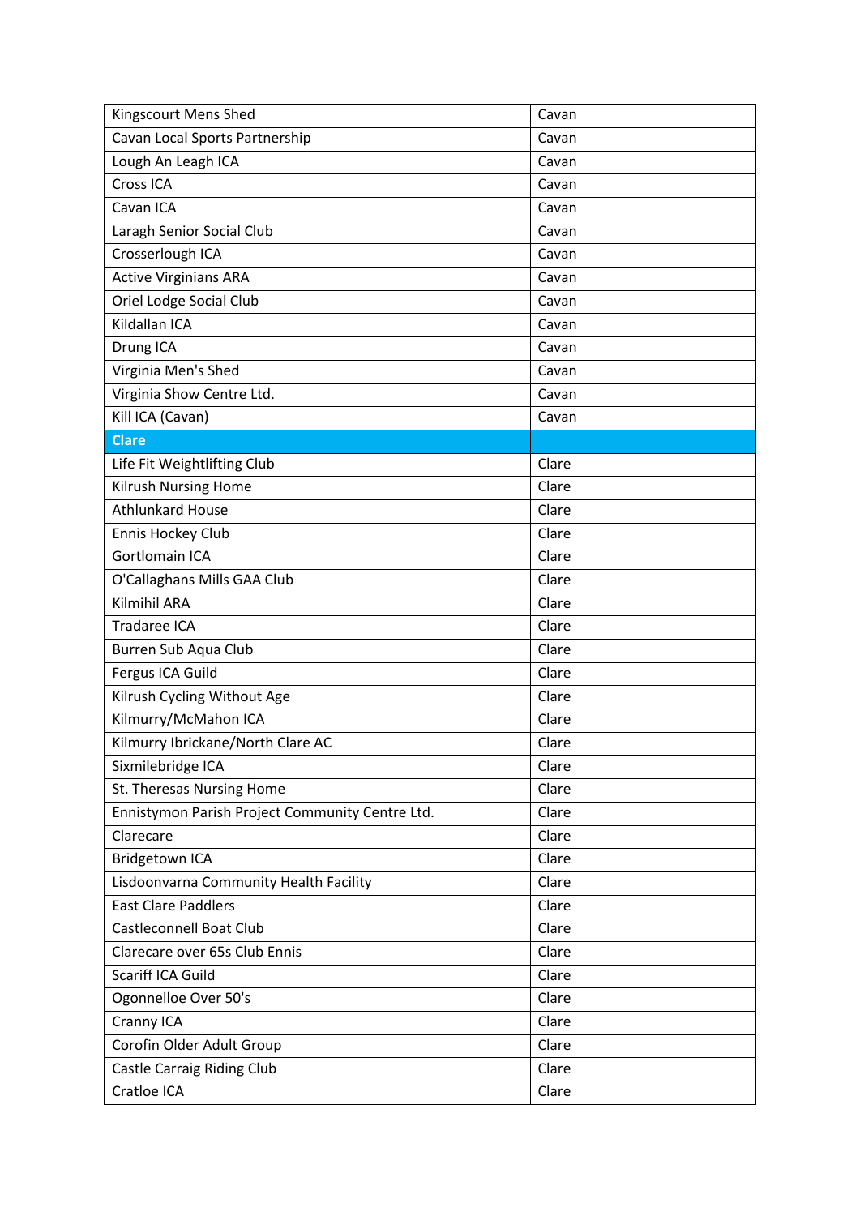| | |
|---|---|
| Kingscourt Mens Shed | Cavan |
| Cavan Local Sports Partnership | Cavan |
| Lough An Leagh ICA | Cavan |
| Cross ICA | Cavan |
| Cavan ICA | Cavan |
| Laragh Senior Social Club | Cavan |
| Crosserlough ICA | Cavan |
| Active Virginians ARA | Cavan |
| Oriel Lodge Social Club | Cavan |
| Kildallan ICA | Cavan |
| Drung ICA | Cavan |
| Virginia Men's Shed | Cavan |
| Virginia Show Centre Ltd. | Cavan |
| Kill ICA (Cavan) | Cavan |
| **Clare** | |
| Life Fit Weightlifting Club | Clare |
| Kilrush Nursing Home | Clare |
| Athlunkard House | Clare |
| Ennis Hockey Club | Clare |
| Gortlomain ICA | Clare |
| O'Callaghans Mills GAA Club | Clare |
| Kilmihil ARA | Clare |
| Tradaree ICA | Clare |
| Burren Sub Aqua Club | Clare |
| Fergus ICA Guild | Clare |
| Kilrush Cycling Without Age | Clare |
| Kilmurry/McMahon ICA | Clare |
| Kilmurry Ibrickane/North Clare AC | Clare |
| Sixmilebridge ICA | Clare |
| St. Theresas Nursing Home | Clare |
| Ennistymon Parish Project Community Centre Ltd. | Clare |
| Clarecare | Clare |
| Bridgetown ICA | Clare |
| Lisdoonvarna Community Health Facility | Clare |
| East Clare Paddlers | Clare |
| Castleconnell Boat Club | Clare |
| Clarecare over 65s Club Ennis | Clare |
| Scariff ICA Guild | Clare |
| Ogonnelloe Over 50's | Clare |
| Cranny ICA | Clare |
| Corofin Older Adult Group | Clare |
| Castle Carraig Riding Club | Clare |
| Cratloe ICA | Clare |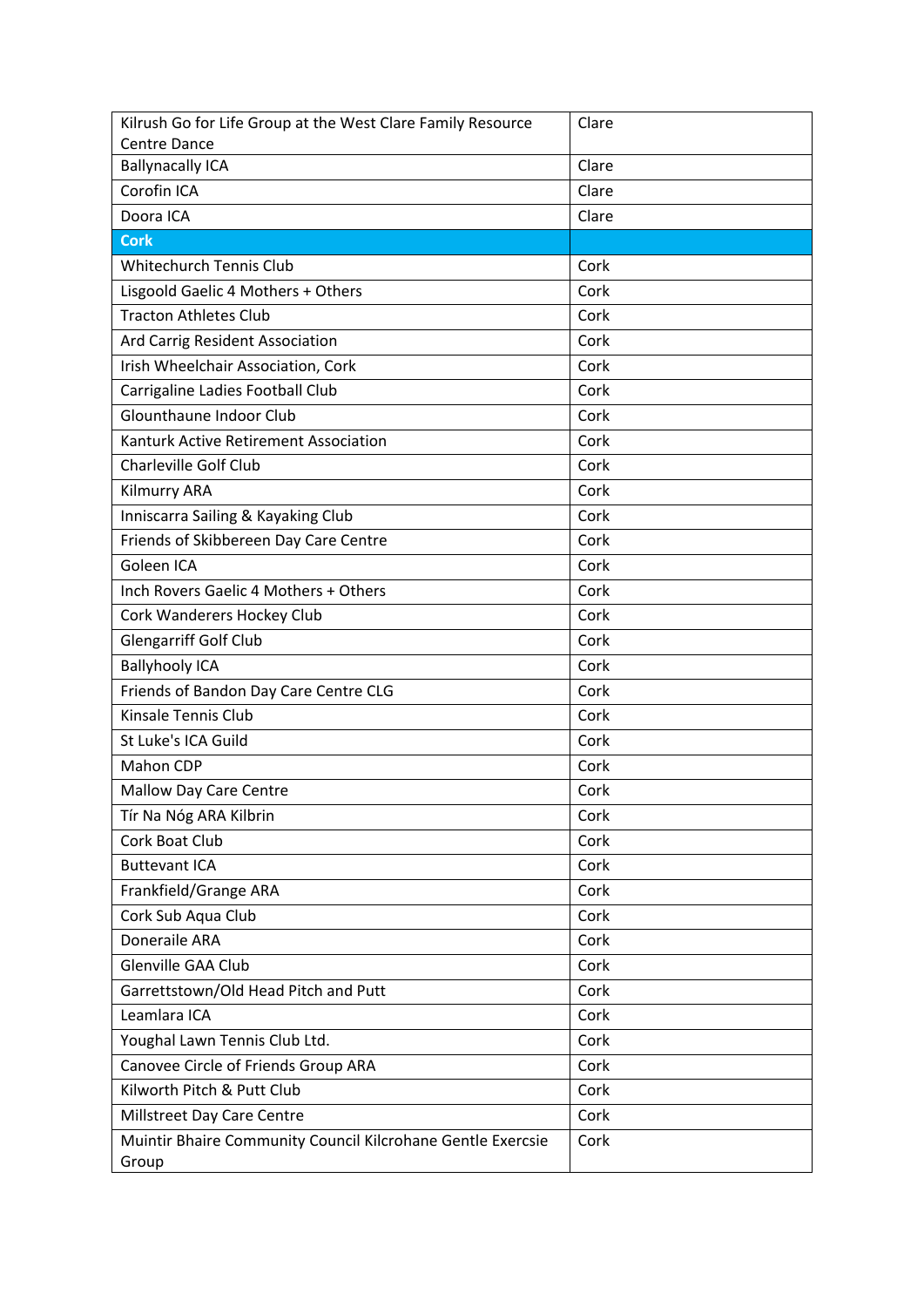| Kilrush Go for Life Group at the West Clare Family Resource Centre Dance | Clare |
|---|---|
| Ballynacally ICA | Clare |
| Corofin ICA | Clare |
| Doora ICA | Clare |
| **Cork** | |
| Whitechurch Tennis Club | Cork |
| Lisgoold Gaelic 4 Mothers + Others | Cork |
| Tracton Athletes Club | Cork |
| Ard Carrig Resident Association | Cork |
| Irish Wheelchair Association, Cork | Cork |
| Carrigaline Ladies Football Club | Cork |
| Glounthaune Indoor Club | Cork |
| Kanturk Active Retirement Association | Cork |
| Charleville Golf Club | Cork |
| Kilmurry ARA | Cork |
| Inniscarra Sailing & Kayaking Club | Cork |
| Friends of Skibbereen Day Care Centre | Cork |
| Goleen ICA | Cork |
| Inch Rovers Gaelic 4 Mothers + Others | Cork |
| Cork Wanderers Hockey Club | Cork |
| Glengarriff Golf Club | Cork |
| Ballyhooly ICA | Cork |
| Friends of Bandon Day Care Centre CLG | Cork |
| Kinsale Tennis Club | Cork |
| St Luke's ICA Guild | Cork |
| Mahon CDP | Cork |
| Mallow Day Care Centre | Cork |
| Tír Na Nóg ARA Kilbrin | Cork |
| Cork Boat Club | Cork |
| Buttevant ICA | Cork |
| Frankfield/Grange ARA | Cork |
| Cork Sub Aqua Club | Cork |
| Doneraile ARA | Cork |
| Glenville GAA Club | Cork |
| Garrettstown/Old Head Pitch and Putt | Cork |
| Leamlara ICA | Cork |
| Youghal Lawn Tennis Club Ltd. | Cork |
| Canovee Circle of Friends Group ARA | Cork |
| Kilworth Pitch & Putt Club | Cork |
| Millstreet Day Care Centre | Cork |
| Muintir Bhaire Community Council Kilcrohane Gentle Exercsie Group | Cork |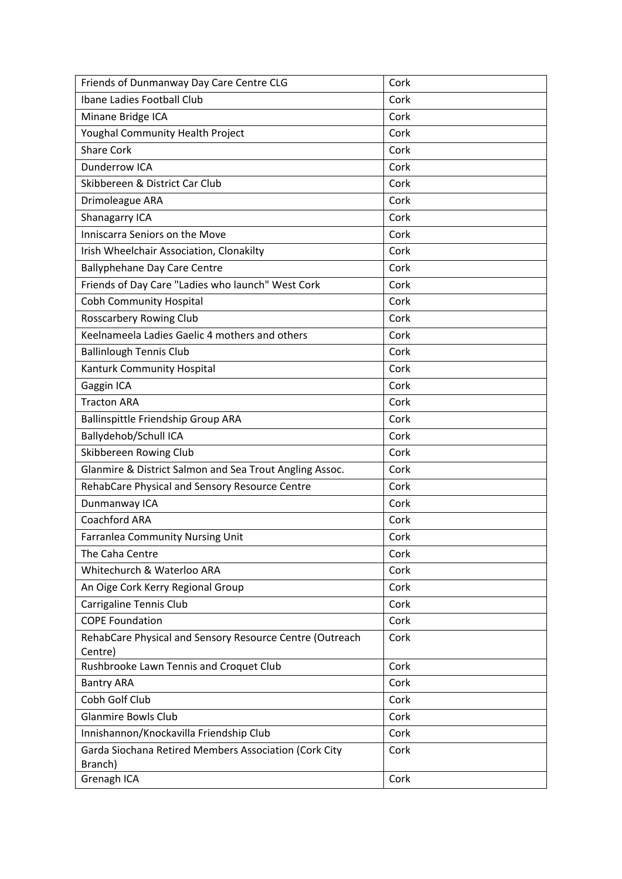| | |
|---|---|
| Friends of Dunmanway Day Care Centre CLG | Cork |
| Ibane Ladies Football Club | Cork |
| Minane Bridge ICA | Cork |
| Youghal Community Health Project | Cork |
| Share Cork | Cork |
| Dunderrow ICA | Cork |
| Skibbereen & District Car Club | Cork |
| Drimoleague ARA | Cork |
| Shanagarry ICA | Cork |
| Inniscarra Seniors on the Move | Cork |
| Irish Wheelchair Association, Clonakilty | Cork |
| Ballyphehane Day Care Centre | Cork |
| Friends of Day Care "Ladies who launch" West Cork | Cork |
| Cobh Community Hospital | Cork |
| Rosscarbery Rowing Club | Cork |
| Keelnameela Ladies Gaelic 4 mothers and others | Cork |
| Ballinlough Tennis Club | Cork |
| Kanturk Community Hospital | Cork |
| Gaggin ICA | Cork |
| Tracton ARA | Cork |
| Ballinspittle Friendship Group ARA | Cork |
| Ballydehob/Schull ICA | Cork |
| Skibbereen Rowing Club | Cork |
| Glanmire & District Salmon and Sea Trout Angling Assoc. | Cork |
| RehabCare Physical and Sensory Resource Centre | Cork |
| Dunmanway ICA | Cork |
| Coachford ARA | Cork |
| Farranlea Community Nursing Unit | Cork |
| The Caha Centre | Cork |
| Whitechurch & Waterloo ARA | Cork |
| An Oige Cork Kerry Regional Group | Cork |
| Carrigaline Tennis Club | Cork |
| COPE Foundation | Cork |
| RehabCare Physical and Sensory Resource Centre (Outreach Centre) | Cork |
| Rushbrooke Lawn Tennis and Croquet Club | Cork |
| Bantry ARA | Cork |
| Cobh Golf Club | Cork |
| Glanmire Bowls Club | Cork |
| Innishannon/Knockavilla Friendship Club | Cork |
| Garda Siochana Retired Members Association (Cork City Branch) | Cork |
| Grenagh ICA | Cork |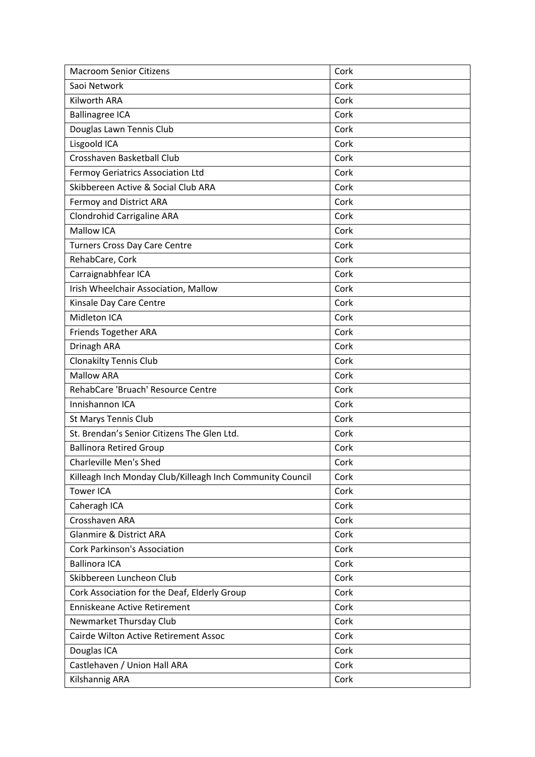| Macroom Senior Citizens | Cork |
|---|---|
| Saoi Network | Cork |
| Kilworth ARA | Cork |
| Ballinagree ICA | Cork |
| Douglas Lawn Tennis Club | Cork |
| Lisgoold ICA | Cork |
| Crosshaven Basketball Club | Cork |
| Fermoy Geriatrics Association Ltd | Cork |
| Skibbereen Active & Social Club ARA | Cork |
| Fermoy and District ARA | Cork |
| Clondrohid Carrigaline ARA | Cork |
| Mallow ICA | Cork |
| Turners Cross Day Care Centre | Cork |
| RehabCare, Cork | Cork |
| Carraignabhfear ICA | Cork |
| Irish Wheelchair Association, Mallow | Cork |
| Kinsale Day Care Centre | Cork |
| Midleton ICA | Cork |
| Friends Together ARA | Cork |
| Drinagh ARA | Cork |
| Clonakilty Tennis Club | Cork |
| Mallow ARA | Cork |
| RehabCare 'Bruach' Resource Centre | Cork |
| Innishannon ICA | Cork |
| St Marys Tennis Club | Cork |
| St. Brendan's Senior Citizens The Glen Ltd. | Cork |
| Ballinora Retired Group | Cork |
| Charleville Men's Shed | Cork |
| Killeagh Inch Monday Club/Killeagh Inch Community Council | Cork |
| Tower ICA | Cork |
| Caheragh ICA | Cork |
| Crosshaven ARA | Cork |
| Glanmire & District ARA | Cork |
| Cork Parkinson's Association | Cork |
| Ballinora ICA | Cork |
| Skibbereen Luncheon Club | Cork |
| Cork Association for the Deaf, Elderly Group | Cork |
| Enniskeane Active Retirement | Cork |
| Newmarket Thursday Club | Cork |
| Cairde Wilton Active Retirement Assoc | Cork |
| Douglas ICA | Cork |
| Castlehaven / Union Hall ARA | Cork |
| Kilshannig ARA | Cork |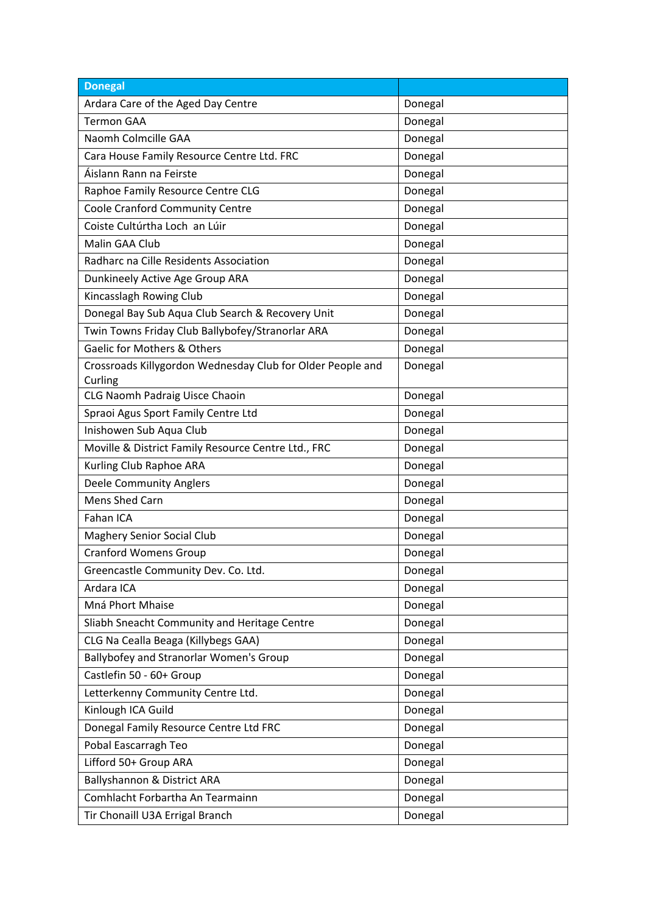| Donegal | |
| --- | --- |
| Ardara Care of the Aged Day Centre | Donegal |
| Termon GAA | Donegal |
| Naomh Colmcille GAA | Donegal |
| Cara House Family Resource Centre Ltd. FRC | Donegal |
| Áislann Rann na Feirste | Donegal |
| Raphoe Family Resource Centre CLG | Donegal |
| Coole Cranford Community Centre | Donegal |
| Coiste Cultúrtha Loch an Lúir | Donegal |
| Malin GAA Club | Donegal |
| Radharc na Cille Residents Association | Donegal |
| Dunkineely Active Age Group ARA | Donegal |
| Kincasslagh Rowing Club | Donegal |
| Donegal Bay Sub Aqua Club Search & Recovery Unit | Donegal |
| Twin Towns Friday Club Ballybofey/Stranorlar ARA | Donegal |
| Gaelic for Mothers & Others | Donegal |
| Crossroads Killygordon Wednesday Club for Older People and Curling | Donegal |
| CLG Naomh Padraig Uisce Chaoin | Donegal |
| Spraoi Agus Sport Family Centre Ltd | Donegal |
| Inishowen Sub Aqua Club | Donegal |
| Moville & District Family Resource Centre Ltd., FRC | Donegal |
| Kurling Club Raphoe ARA | Donegal |
| Deele Community Anglers | Donegal |
| Mens Shed Carn | Donegal |
| Fahan ICA | Donegal |
| Maghery Senior Social Club | Donegal |
| Cranford Womens Group | Donegal |
| Greencastle Community Dev. Co. Ltd. | Donegal |
| Ardara ICA | Donegal |
| Mná Phort Mhaise | Donegal |
| Sliabh Sneacht Community and Heritage Centre | Donegal |
| CLG Na Cealla Beaga (Killybegs GAA) | Donegal |
| Ballybofey and Stranorlar Women's Group | Donegal |
| Castlefin 50 - 60+ Group | Donegal |
| Letterkenny Community Centre Ltd. | Donegal |
| Kinlough ICA Guild | Donegal |
| Donegal Family Resource Centre Ltd FRC | Donegal |
| Pobal Eascarragh Teo | Donegal |
| Lifford 50+ Group ARA | Donegal |
| Ballyshannon & District ARA | Donegal |
| Comhlacht Forbartha An Tearmainn | Donegal |
| Tir Chonaill U3A Errigal Branch | Donegal |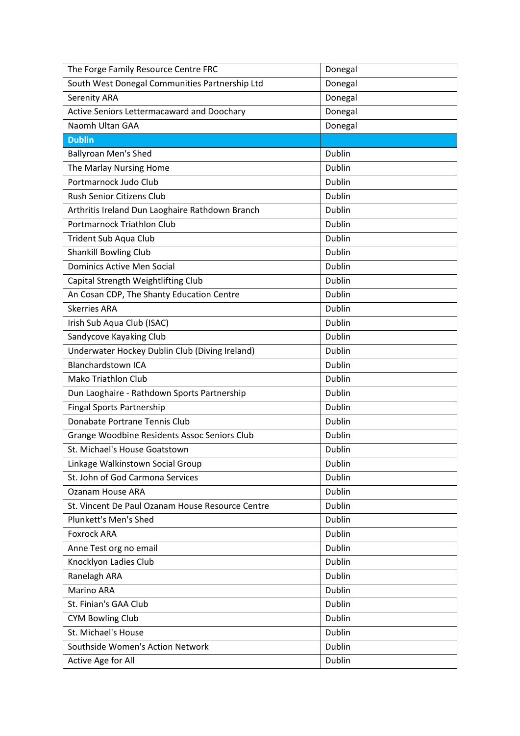| The Forge Family Resource Centre FRC | Donegal |
|---|---|
| South West Donegal Communities Partnership Ltd | Donegal |
| Serenity ARA | Donegal |
| Active Seniors Lettermacaward and Doochary | Donegal |
| Naomh Ultan GAA | Donegal |
| **Dublin** | |
| Ballyroan Men's Shed | Dublin |
| The Marlay Nursing Home | Dublin |
| Portmarnock Judo Club | Dublin |
| Rush Senior Citizens Club | Dublin |
| Arthritis Ireland Dun Laoghaire Rathdown Branch | Dublin |
| Portmarnock Triathlon Club | Dublin |
| Trident Sub Aqua Club | Dublin |
| Shankill Bowling Club | Dublin |
| Dominics Active Men Social | Dublin |
| Capital Strength Weightlifting Club | Dublin |
| An Cosan CDP, The Shanty Education Centre | Dublin |
| Skerries ARA | Dublin |
| Irish Sub Aqua Club (ISAC) | Dublin |
| Sandycove Kayaking Club | Dublin |
| Underwater Hockey Dublin Club (Diving Ireland) | Dublin |
| Blanchardstown ICA | Dublin |
| Mako Triathlon Club | Dublin |
| Dun Laoghaire - Rathdown Sports Partnership | Dublin |
| Fingal Sports Partnership | Dublin |
| Donabate Portrane Tennis Club | Dublin |
| Grange Woodbine Residents Assoc Seniors Club | Dublin |
| St. Michael's House Goatstown | Dublin |
| Linkage Walkinstown Social Group | Dublin |
| St. John of God Carmona Services | Dublin |
| Ozanam House ARA | Dublin |
| St. Vincent De Paul Ozanam House Resource Centre | Dublin |
| Plunkett's Men's Shed | Dublin |
| Foxrock ARA | Dublin |
| Anne Test org no email | Dublin |
| Knocklyon Ladies Club | Dublin |
| Ranelagh ARA | Dublin |
| Marino ARA | Dublin |
| St. Finian's GAA Club | Dublin |
| CYM Bowling Club | Dublin |
| St. Michael's House | Dublin |
| Southside Women's Action Network | Dublin |
| Active Age for All | Dublin |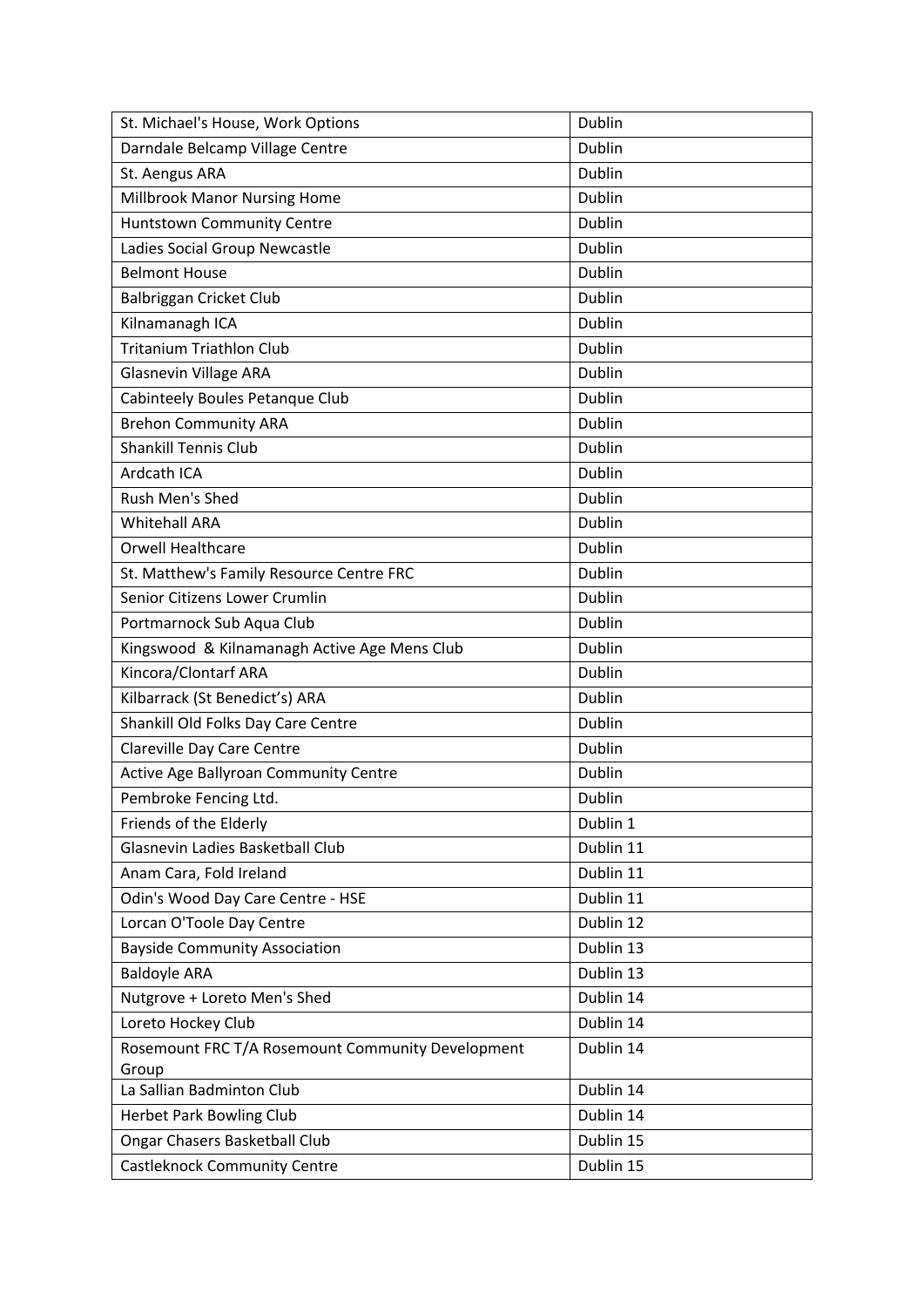| | |
|---|---|
| St. Michael's House, Work Options | Dublin |
| Darndale Belcamp Village Centre | Dublin |
| St. Aengus ARA | Dublin |
| Millbrook Manor Nursing Home | Dublin |
| Huntstown Community Centre | Dublin |
| Ladies Social Group Newcastle | Dublin |
| Belmont House | Dublin |
| Balbriggan Cricket Club | Dublin |
| Kilnamanagh ICA | Dublin |
| Tritanium Triathlon Club | Dublin |
| Glasnevin Village ARA | Dublin |
| Cabinteely Boules Petanque Club | Dublin |
| Brehon Community ARA | Dublin |
| Shankill Tennis Club | Dublin |
| Ardcath ICA | Dublin |
| Rush Men's Shed | Dublin |
| Whitehall ARA | Dublin |
| Orwell Healthcare | Dublin |
| St. Matthew's Family Resource Centre FRC | Dublin |
| Senior Citizens Lower Crumlin | Dublin |
| Portmarnock Sub Aqua Club | Dublin |
| Kingswood & Kilnamanagh Active Age Mens Club | Dublin |
| Kincora/Clontarf ARA | Dublin |
| Kilbarrack (St Benedict's) ARA | Dublin |
| Shankill Old Folks Day Care Centre | Dublin |
| Clareville Day Care Centre | Dublin |
| Active Age Ballyroan Community Centre | Dublin |
| Pembroke Fencing Ltd. | Dublin |
| Friends of the Elderly | Dublin 1 |
| Glasnevin Ladies Basketball Club | Dublin 11 |
| Anam Cara, Fold Ireland | Dublin 11 |
| Odin's Wood Day Care Centre - HSE | Dublin 11 |
| Lorcan O'Toole Day Centre | Dublin 12 |
| Bayside Community Association | Dublin 13 |
| Baldoyle ARA | Dublin 13 |
| Nutgrove + Loreto Men's Shed | Dublin 14 |
| Loreto Hockey Club | Dublin 14 |
| Rosemount FRC T/A Rosemount Community Development Group | Dublin 14 |
| La Sallian Badminton Club | Dublin 14 |
| Herbet Park Bowling Club | Dublin 14 |
| Ongar Chasers Basketball Club | Dublin 15 |
| Castleknock Community Centre | Dublin 15 |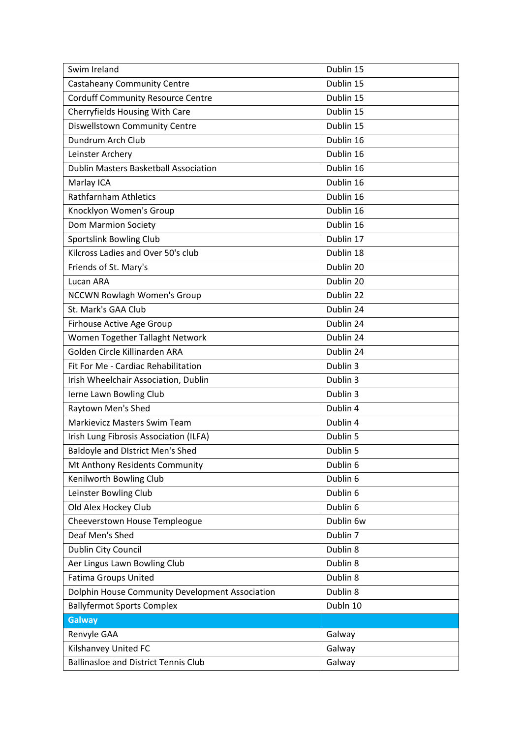| Swim Ireland | Dublin 15 |
|---|---|
| Castaheany Community Centre | Dublin 15 |
| Corduff Community Resource Centre | Dublin 15 |
| Cherryfields Housing With Care | Dublin 15 |
| Diswellstown Community Centre | Dublin 15 |
| Dundrum Arch Club | Dublin 16 |
| Leinster Archery | Dublin 16 |
| Dublin Masters Basketball Association | Dublin 16 |
| Marlay ICA | Dublin 16 |
| Rathfarnham Athletics | Dublin 16 |
| Knocklyon Women's Group | Dublin 16 |
| Dom Marmion Society | Dublin 16 |
| Sportslink Bowling Club | Dublin 17 |
| Kilcross Ladies and Over 50's club | Dublin 18 |
| Friends of St. Mary's | Dublin 20 |
| Lucan ARA | Dublin 20 |
| NCCWN Rowlagh Women's Group | Dublin 22 |
| St. Mark's GAA Club | Dublin 24 |
| Firhouse Active Age Group | Dublin 24 |
| Women Together Tallaght Network | Dublin 24 |
| Golden Circle Killinarden ARA | Dublin 24 |
| Fit For Me - Cardiac Rehabilitation | Dublin 3 |
| Irish Wheelchair Association, Dublin | Dublin 3 |
| Ierne Lawn Bowling Club | Dublin 3 |
| Raytown Men's Shed | Dublin 4 |
| Markievicz Masters Swim Team | Dublin 4 |
| Irish Lung Fibrosis Association (ILFA) | Dublin 5 |
| Baldoyle and DIstrict Men's Shed | Dublin 5 |
| Mt Anthony Residents Community | Dublin 6 |
| Kenilworth Bowling Club | Dublin 6 |
| Leinster Bowling Club | Dublin 6 |
| Old Alex Hockey Club | Dublin 6 |
| Cheeverstown House Templeogue | Dublin 6w |
| Deaf Men's Shed | Dublin 7 |
| Dublin City Council | Dublin 8 |
| Aer Lingus Lawn Bowling Club | Dublin 8 |
| Fatima Groups United | Dublin 8 |
| Dolphin House Community Development Association | Dublin 8 |
| Ballyfermot Sports Complex | Dubln 10 |
| **Galway** | |
| Renvyle GAA | Galway |
| Kilshanvey United FC | Galway |
| Ballinasloe and District Tennis Club | Galway |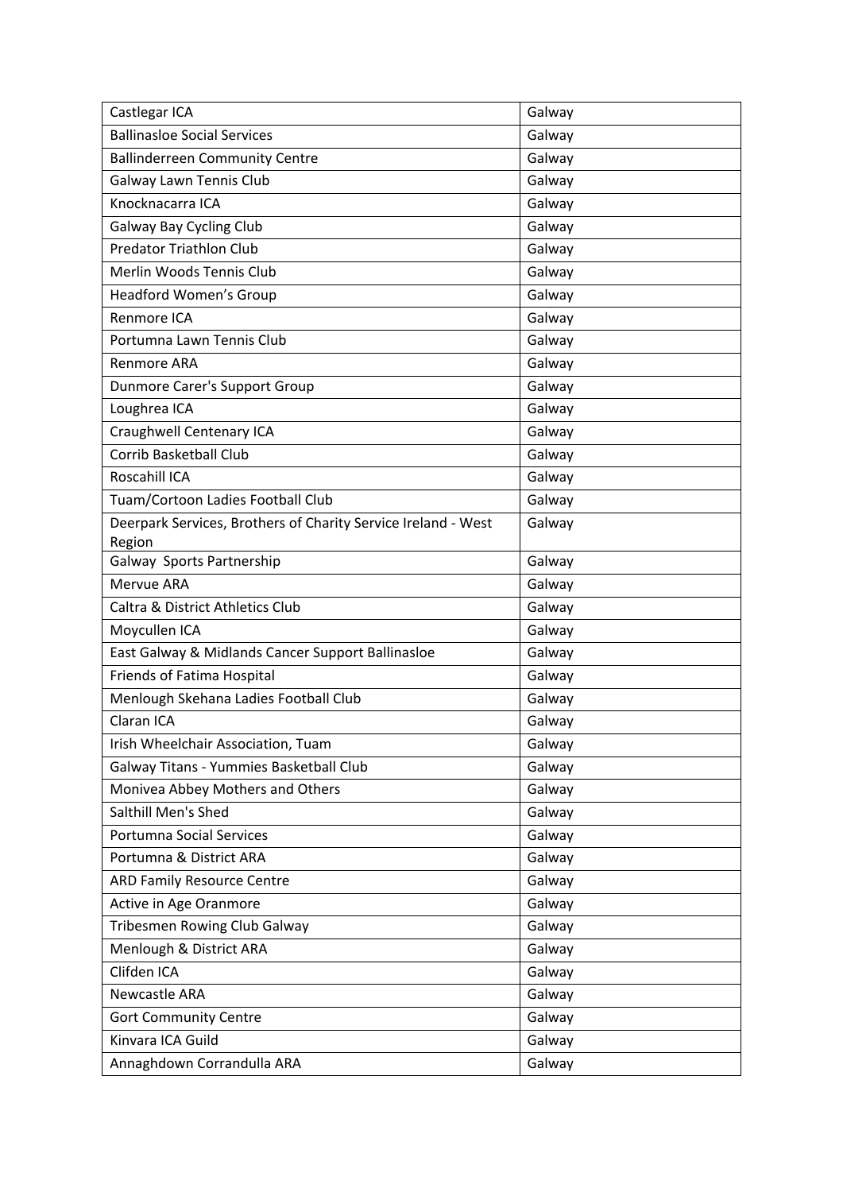| Castlegar ICA | Galway |
|---|---|
| Ballinasloe Social Services | Galway |
| Ballinderreen Community Centre | Galway |
| Galway Lawn Tennis Club | Galway |
| Knocknacarra ICA | Galway |
| Galway Bay Cycling Club | Galway |
| Predator Triathlon Club | Galway |
| Merlin Woods Tennis Club | Galway |
| Headford Women's Group | Galway |
| Renmore ICA | Galway |
| Portumna Lawn Tennis Club | Galway |
| Renmore ARA | Galway |
| Dunmore Carer's Support Group | Galway |
| Loughrea ICA | Galway |
| Craughwell Centenary ICA | Galway |
| Corrib Basketball Club | Galway |
| Roscahill ICA | Galway |
| Tuam/Cortoon Ladies Football Club | Galway |
| Deerpark Services, Brothers of Charity Service Ireland - West Region | Galway |
| Galway  Sports Partnership | Galway |
| Mervue ARA | Galway |
| Caltra & District Athletics Club | Galway |
| Moycullen ICA | Galway |
| East Galway & Midlands Cancer Support Ballinasloe | Galway |
| Friends of Fatima Hospital | Galway |
| Menlough Skehana Ladies Football Club | Galway |
| Claran ICA | Galway |
| Irish Wheelchair Association, Tuam | Galway |
| Galway Titans - Yummies Basketball Club | Galway |
| Monivea Abbey Mothers and Others | Galway |
| Salthill Men's Shed | Galway |
| Portumna Social Services | Galway |
| Portumna & District ARA | Galway |
| ARD Family Resource Centre | Galway |
| Active in Age Oranmore | Galway |
| Tribesmen Rowing Club Galway | Galway |
| Menlough & District ARA | Galway |
| Clifden ICA | Galway |
| Newcastle ARA | Galway |
| Gort Community Centre | Galway |
| Kinvara ICA Guild | Galway |
| Annaghdown Corrandulla ARA | Galway |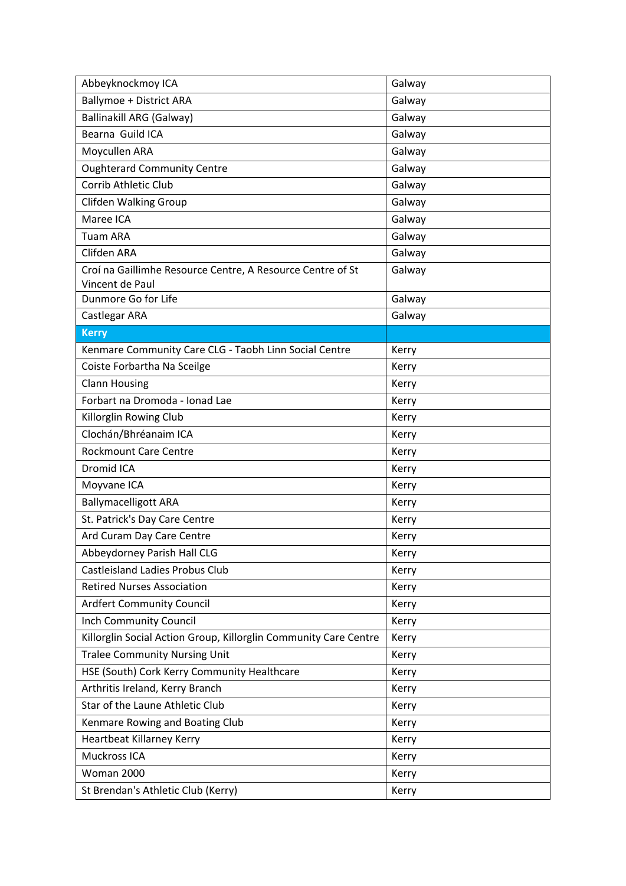| | |
|---|---|
| Abbeyknockmoy ICA | Galway |
| Ballymoe + District ARA | Galway |
| Ballinakill ARG (Galway) | Galway |
| Bearna  Guild ICA | Galway |
| Moycullen ARA | Galway |
| Oughterard Community Centre | Galway |
| Corrib Athletic Club | Galway |
| Clifden Walking Group | Galway |
| Maree ICA | Galway |
| Tuam ARA | Galway |
| Clifden ARA | Galway |
| Croí na Gaillimhe Resource Centre, A Resource Centre of St Vincent de Paul | Galway |
| Dunmore Go for Life | Galway |
| Castlegar ARA | Galway |
| **Kerry** | |
| Kenmare Community Care CLG - Taobh Linn Social Centre | Kerry |
| Coiste Forbartha Na Sceilge | Kerry |
| Clann Housing | Kerry |
| Forbart na Dromoda - Ionad Lae | Kerry |
| Killorglin Rowing Club | Kerry |
| Clochán/Bhréanaim ICA | Kerry |
| Rockmount Care Centre | Kerry |
| Dromid ICA | Kerry |
| Moyvane ICA | Kerry |
| Ballymacelligott ARA | Kerry |
| St. Patrick's Day Care Centre | Kerry |
| Ard Curam Day Care Centre | Kerry |
| Abbeydorney Parish Hall CLG | Kerry |
| Castleisland Ladies Probus Club | Kerry |
| Retired Nurses Association | Kerry |
| Ardfert Community Council | Kerry |
| Inch Community Council | Kerry |
| Killorglin Social Action Group, Killorglin Community Care Centre | Kerry |
| Tralee Community Nursing Unit | Kerry |
| HSE (South) Cork Kerry Community Healthcare | Kerry |
| Arthritis Ireland, Kerry Branch | Kerry |
| Star of the Laune Athletic Club | Kerry |
| Kenmare Rowing and Boating Club | Kerry |
| Heartbeat Killarney Kerry | Kerry |
| Muckross ICA | Kerry |
| Woman 2000 | Kerry |
| St Brendan's Athletic Club (Kerry) | Kerry |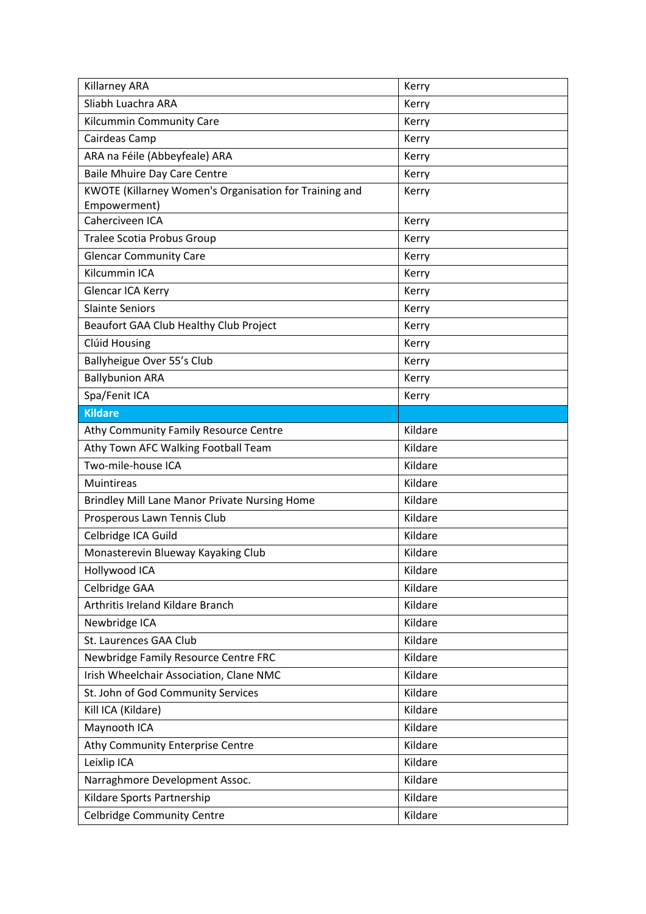| | |
|---|---|
| Killarney ARA | Kerry |
| Sliabh Luachra ARA | Kerry |
| Kilcummin Community Care | Kerry |
| Cairdeas Camp | Kerry |
| ARA na Féile (Abbeyfeale) ARA | Kerry |
| Baile Mhuire Day Care Centre | Kerry |
| KWOTE (Killarney Women's Organisation for Training and Empowerment) | Kerry |
| Caherciveen ICA | Kerry |
| Tralee Scotia Probus Group | Kerry |
| Glencar Community Care | Kerry |
| Kilcummin ICA | Kerry |
| Glencar ICA Kerry | Kerry |
| Slainte Seniors | Kerry |
| Beaufort GAA Club Healthy Club Project | Kerry |
| Clúid Housing | Kerry |
| Ballyheigue Over 55's Club | Kerry |
| Ballybunion ARA | Kerry |
| Spa/Fenit ICA | Kerry |
| **Kildare** | |
| Athy Community Family Resource Centre | Kildare |
| Athy Town AFC Walking Football Team | Kildare |
| Two-mile-house ICA | Kildare |
| Muintireas | Kildare |
| Brindley Mill Lane Manor Private Nursing Home | Kildare |
| Prosperous Lawn Tennis Club | Kildare |
| Celbridge ICA Guild | Kildare |
| Monasterevin Blueway Kayaking Club | Kildare |
| Hollywood ICA | Kildare |
| Celbridge GAA | Kildare |
| Arthritis Ireland Kildare Branch | Kildare |
| Newbridge ICA | Kildare |
| St. Laurences GAA Club | Kildare |
| Newbridge Family Resource Centre FRC | Kildare |
| Irish Wheelchair Association, Clane NMC | Kildare |
| St. John of God Community Services | Kildare |
| Kill ICA (Kildare) | Kildare |
| Maynooth ICA | Kildare |
| Athy Community Enterprise Centre | Kildare |
| Leixlip ICA | Kildare |
| Narraghmore Development Assoc. | Kildare |
| Kildare Sports Partnership | Kildare |
| Celbridge Community Centre | Kildare |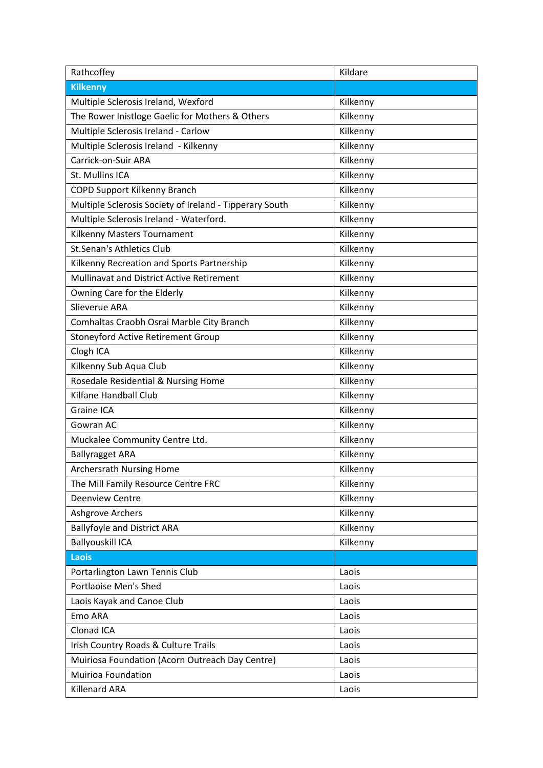| Rathcoffey | Kildare |
|---|---|
| **Kilkenny** | |
| Multiple Sclerosis Ireland, Wexford | Kilkenny |
| The Rower Inistloge Gaelic for Mothers & Others | Kilkenny |
| Multiple Sclerosis Ireland - Carlow | Kilkenny |
| Multiple Sclerosis Ireland  - Kilkenny | Kilkenny |
| Carrick-on-Suir ARA | Kilkenny |
| St. Mullins ICA | Kilkenny |
| COPD Support Kilkenny Branch | Kilkenny |
| Multiple Sclerosis Society of Ireland - Tipperary South | Kilkenny |
| Multiple Sclerosis Ireland - Waterford. | Kilkenny |
| Kilkenny Masters Tournament | Kilkenny |
| St.Senan's Athletics Club | Kilkenny |
| Kilkenny Recreation and Sports Partnership | Kilkenny |
| Mullinavat and District Active Retirement | Kilkenny |
| Owning Care for the Elderly | Kilkenny |
| Slieverue ARA | Kilkenny |
| Comhaltas Craobh Osrai Marble City Branch | Kilkenny |
| Stoneyford Active Retirement Group | Kilkenny |
| Clogh ICA | Kilkenny |
| Kilkenny Sub Aqua Club | Kilkenny |
| Rosedale Residential & Nursing Home | Kilkenny |
| Kilfane Handball Club | Kilkenny |
| Graine ICA | Kilkenny |
| Gowran AC | Kilkenny |
| Muckalee Community Centre Ltd. | Kilkenny |
| Ballyragget ARA | Kilkenny |
| Archersrath Nursing Home | Kilkenny |
| The Mill Family Resource Centre FRC | Kilkenny |
| Deenview Centre | Kilkenny |
| Ashgrove Archers | Kilkenny |
| Ballyfoyle and District ARA | Kilkenny |
| Ballyouskill ICA | Kilkenny |
| **Laois** | |
| Portarlington Lawn Tennis Club | Laois |
| Portlaoise Men's Shed | Laois |
| Laois Kayak and Canoe Club | Laois |
| Emo ARA | Laois |
| Clonad ICA | Laois |
| Irish Country Roads & Culture Trails | Laois |
| Muiriosa Foundation (Acorn Outreach Day Centre) | Laois |
| Muirioa Foundation | Laois |
| Killenard ARA | Laois |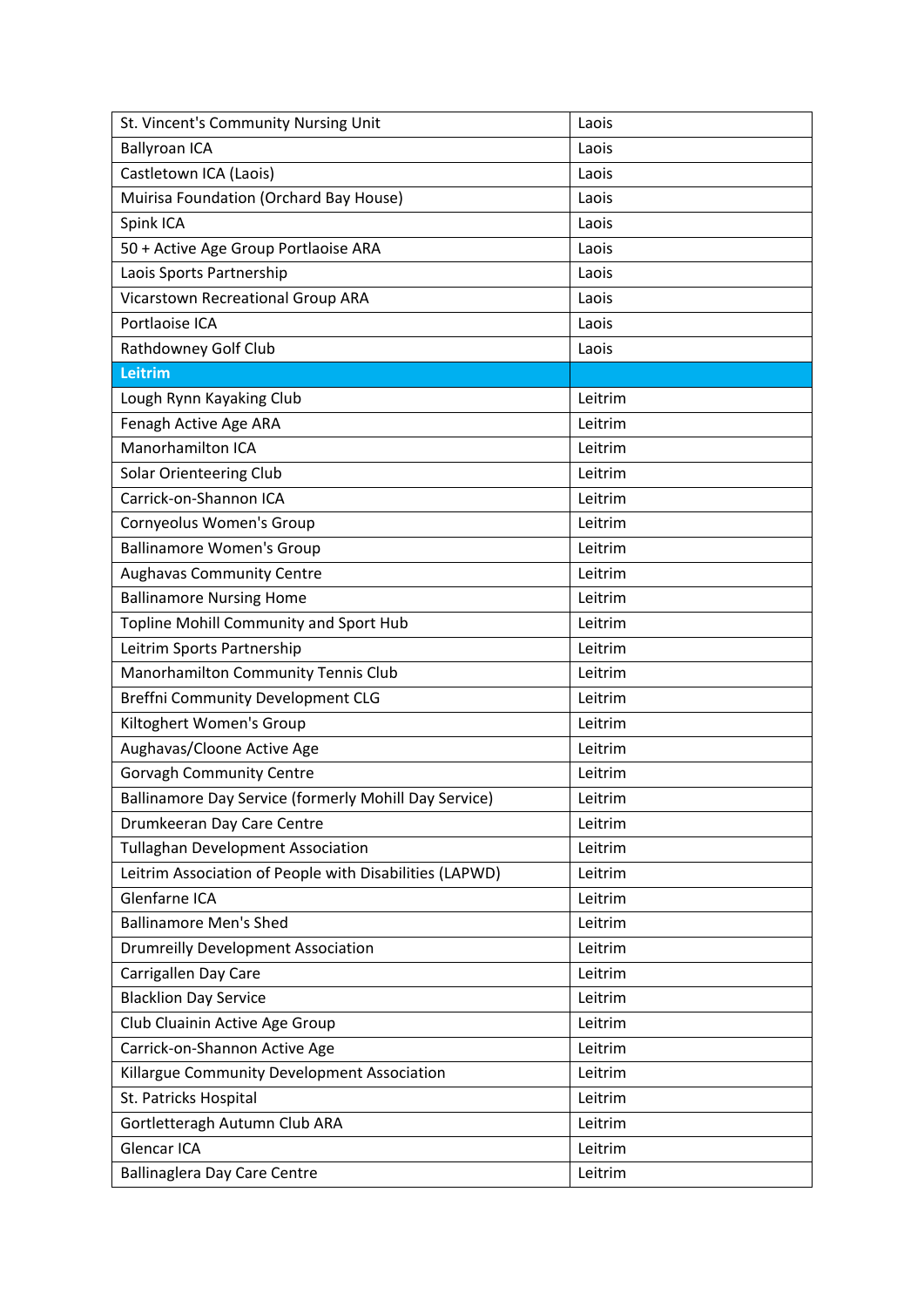| | |
|---|---|
| St. Vincent's Community Nursing Unit | Laois |
| Ballyroan ICA | Laois |
| Castletown ICA (Laois) | Laois |
| Muirisa Foundation (Orchard Bay House) | Laois |
| Spink ICA | Laois |
| 50 + Active Age Group Portlaoise ARA | Laois |
| Laois Sports Partnership | Laois |
| Vicarstown Recreational Group ARA | Laois |
| Portlaoise ICA | Laois |
| Rathdowney Golf Club | Laois |
| **Leitrim** | |
| Lough Rynn Kayaking Club | Leitrim |
| Fenagh Active Age ARA | Leitrim |
| Manorhamilton ICA | Leitrim |
| Solar Orienteering Club | Leitrim |
| Carrick-on-Shannon ICA | Leitrim |
| Cornyeolus Women's Group | Leitrim |
| Ballinamore Women's Group | Leitrim |
| Aughavas Community Centre | Leitrim |
| Ballinamore Nursing Home | Leitrim |
| Topline Mohill Community and Sport Hub | Leitrim |
| Leitrim Sports Partnership | Leitrim |
| Manorhamilton Community Tennis Club | Leitrim |
| Breffni Community Development CLG | Leitrim |
| Kiltoghert Women's Group | Leitrim |
| Aughavas/Cloone Active Age | Leitrim |
| Gorvagh Community Centre | Leitrim |
| Ballinamore Day Service (formerly Mohill Day Service) | Leitrim |
| Drumkeeran Day Care Centre | Leitrim |
| Tullaghan Development Association | Leitrim |
| Leitrim Association of People with Disabilities (LAPWD) | Leitrim |
| Glenfarne ICA | Leitrim |
| Ballinamore Men's Shed | Leitrim |
| Drumreilly Development Association | Leitrim |
| Carrigallen Day Care | Leitrim |
| Blacklion Day Service | Leitrim |
| Club Cluainin Active Age Group | Leitrim |
| Carrick-on-Shannon Active Age | Leitrim |
| Killargue Community Development Association | Leitrim |
| St. Patricks Hospital | Leitrim |
| Gortletteragh Autumn Club ARA | Leitrim |
| Glencar ICA | Leitrim |
| Ballinaglera Day Care Centre | Leitrim |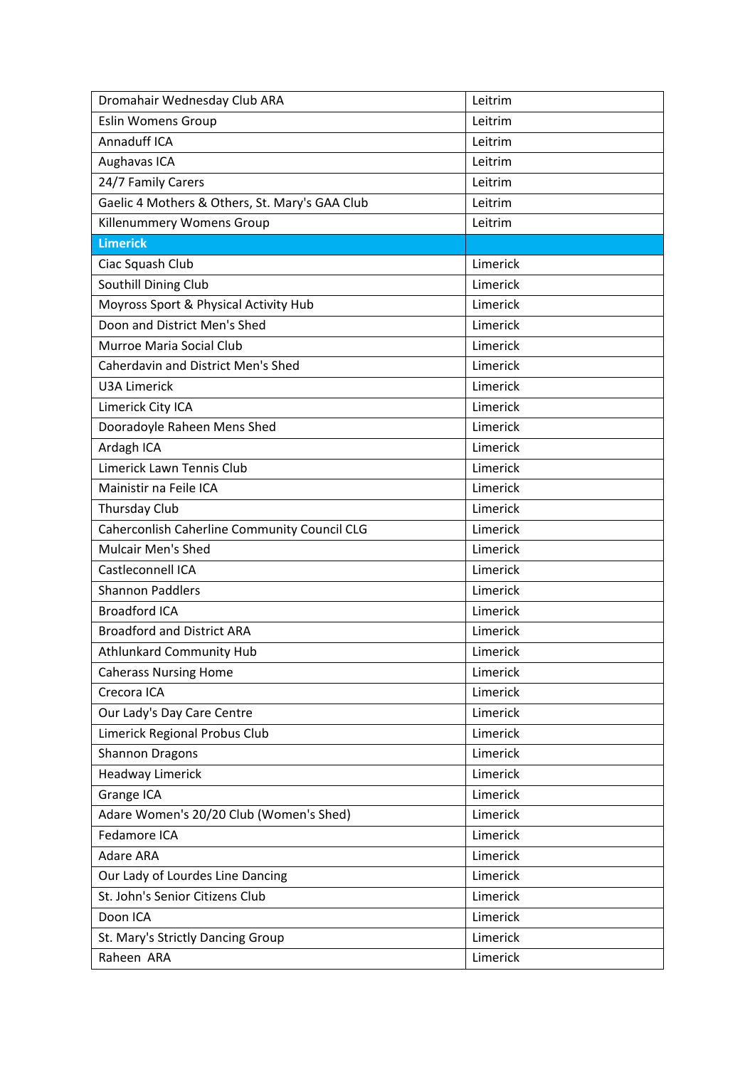| Dromahair Wednesday Club ARA | Leitrim |
| --- | --- |
| Eslin Womens Group | Leitrim |
| Annaduff ICA | Leitrim |
| Aughavas ICA | Leitrim |
| 24/7 Family Carers | Leitrim |
| Gaelic 4 Mothers & Others, St. Mary's GAA Club | Leitrim |
| Killenummery Womens Group | Leitrim |
| **Limerick** | |
| Ciac Squash Club | Limerick |
| Southill Dining Club | Limerick |
| Moyross Sport & Physical Activity Hub | Limerick |
| Doon and District Men's Shed | Limerick |
| Murroe Maria Social Club | Limerick |
| Caherdavin and District Men's Shed | Limerick |
| U3A Limerick | Limerick |
| Limerick City ICA | Limerick |
| Dooradoyle Raheen Mens Shed | Limerick |
| Ardagh ICA | Limerick |
| Limerick Lawn Tennis Club | Limerick |
| Mainistir na Feile ICA | Limerick |
| Thursday Club | Limerick |
| Caherconlish Caherline Community Council CLG | Limerick |
| Mulcair Men's Shed | Limerick |
| Castleconnell ICA | Limerick |
| Shannon Paddlers | Limerick |
| Broadford ICA | Limerick |
| Broadford and District ARA | Limerick |
| Athlunkard Community Hub | Limerick |
| Caherass Nursing Home | Limerick |
| Crecora ICA | Limerick |
| Our Lady's Day Care Centre | Limerick |
| Limerick Regional Probus Club | Limerick |
| Shannon Dragons | Limerick |
| Headway Limerick | Limerick |
| Grange ICA | Limerick |
| Adare Women's 20/20 Club (Women's Shed) | Limerick |
| Fedamore ICA | Limerick |
| Adare ARA | Limerick |
| Our Lady of Lourdes Line Dancing | Limerick |
| St. John's Senior Citizens Club | Limerick |
| Doon ICA | Limerick |
| St. Mary's Strictly Dancing Group | Limerick |
| Raheen ARA | Limerick |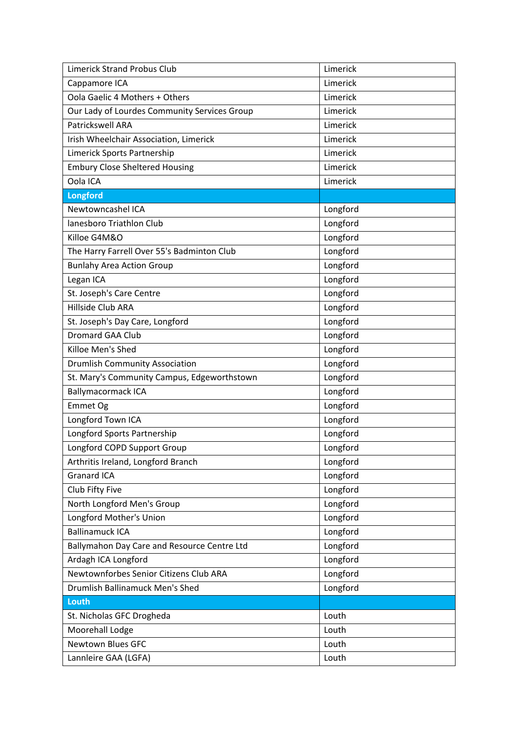| | |
|---|---|
| Limerick Strand Probus Club | Limerick |
| Cappamore ICA | Limerick |
| Oola Gaelic 4 Mothers + Others | Limerick |
| Our Lady of Lourdes Community Services Group | Limerick |
| Patrickswell ARA | Limerick |
| Irish Wheelchair Association, Limerick | Limerick |
| Limerick Sports Partnership | Limerick |
| Embury Close Sheltered Housing | Limerick |
| Oola ICA | Limerick |
| **Longford** | |
| Newtowncashel ICA | Longford |
| lanesboro Triathlon Club | Longford |
| Killoe G4M&O | Longford |
| The Harry Farrell Over 55's Badminton Club | Longford |
| Bunlahy Area Action Group | Longford |
| Legan ICA | Longford |
| St. Joseph's Care Centre | Longford |
| Hillside Club ARA | Longford |
| St. Joseph's Day Care, Longford | Longford |
| Dromard GAA Club | Longford |
| Killoe Men's Shed | Longford |
| Drumlish Community Association | Longford |
| St. Mary's Community Campus, Edgeworthstown | Longford |
| Ballymacormack ICA | Longford |
| Emmet Og | Longford |
| Longford Town ICA | Longford |
| Longford Sports Partnership | Longford |
| Longford COPD Support Group | Longford |
| Arthritis Ireland, Longford Branch | Longford |
| Granard ICA | Longford |
| Club Fifty Five | Longford |
| North Longford Men's Group | Longford |
| Longford Mother's Union | Longford |
| Ballinamuck ICA | Longford |
| Ballymahon Day Care and Resource Centre Ltd | Longford |
| Ardagh ICA Longford | Longford |
| Newtownforbes Senior Citizens Club ARA | Longford |
| Drumlish Ballinamuck Men's Shed | Longford |
| **Louth** | |
| St. Nicholas GFC Drogheda | Louth |
| Moorehall Lodge | Louth |
| Newtown Blues GFC | Louth |
| Lannleire GAA (LGFA) | Louth |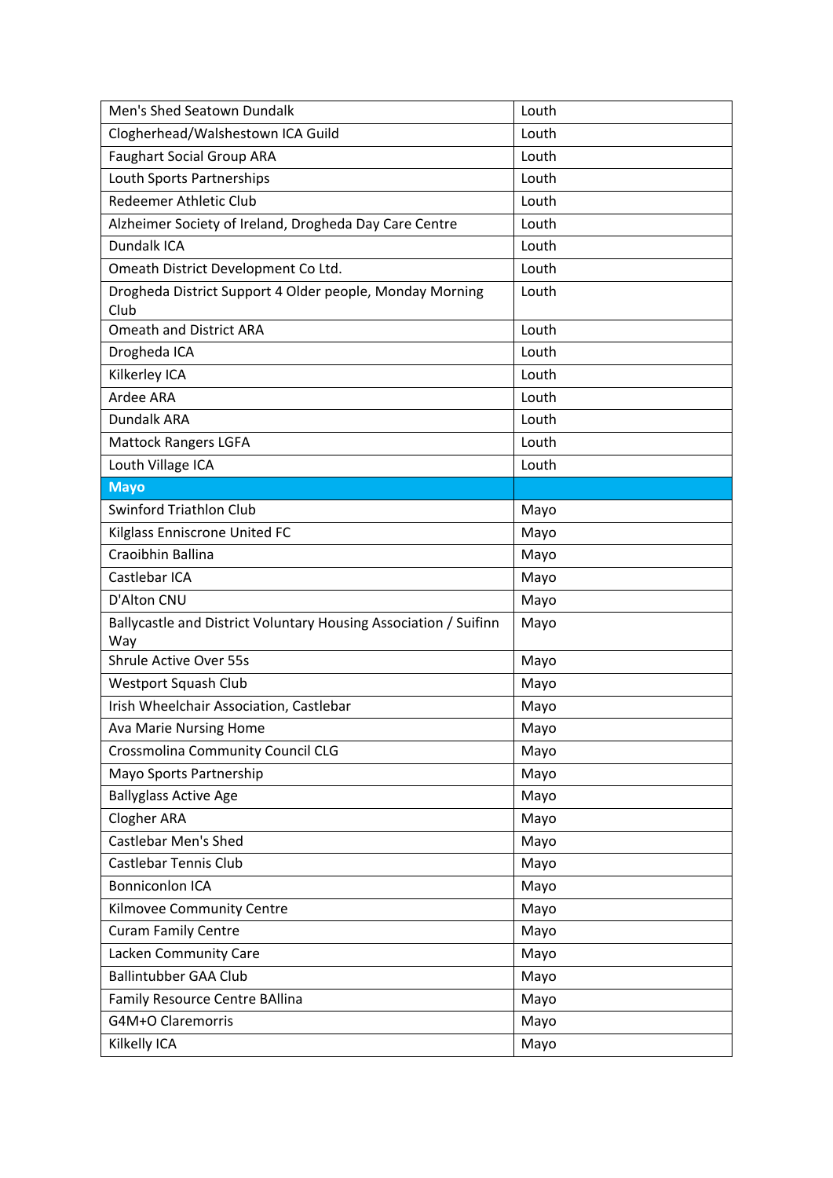| Men's Shed Seatown Dundalk | Louth |
|---|---|
| Clogherhead/Walshestown ICA Guild | Louth |
| Faughart Social Group ARA | Louth |
| Louth Sports Partnerships | Louth |
| Redeemer Athletic Club | Louth |
| Alzheimer Society of Ireland, Drogheda Day Care Centre | Louth |
| Dundalk ICA | Louth |
| Omeath District Development Co Ltd. | Louth |
| Drogheda District Support 4 Older people, Monday Morning Club | Louth |
| Omeath and District ARA | Louth |
| Drogheda ICA | Louth |
| Kilkerley ICA | Louth |
| Ardee ARA | Louth |
| Dundalk ARA | Louth |
| Mattock Rangers LGFA | Louth |
| Louth Village ICA | Louth |
| **Mayo** | |
| Swinford Triathlon Club | Mayo |
| Kilglass Enniscrone United FC | Mayo |
| Craoibhin Ballina | Mayo |
| Castlebar ICA | Mayo |
| D'Alton CNU | Mayo |
| Ballycastle and District Voluntary Housing Association / Suifinn Way | Mayo |
| Shrule Active Over 55s | Mayo |
| Westport Squash Club | Mayo |
| Irish Wheelchair Association, Castlebar | Mayo |
| Ava Marie Nursing Home | Mayo |
| Crossmolina Community Council CLG | Mayo |
| Mayo Sports Partnership | Mayo |
| Ballyglass Active Age | Mayo |
| Clogher ARA | Mayo |
| Castlebar Men's Shed | Mayo |
| Castlebar Tennis Club | Mayo |
| Bonniconlon ICA | Mayo |
| Kilmovee Community Centre | Mayo |
| Curam Family Centre | Mayo |
| Lacken Community Care | Mayo |
| Ballintubber GAA Club | Mayo |
| Family Resource Centre BAllina | Mayo |
| G4M+O Claremorris | Mayo |
| Kilkelly ICA | Mayo |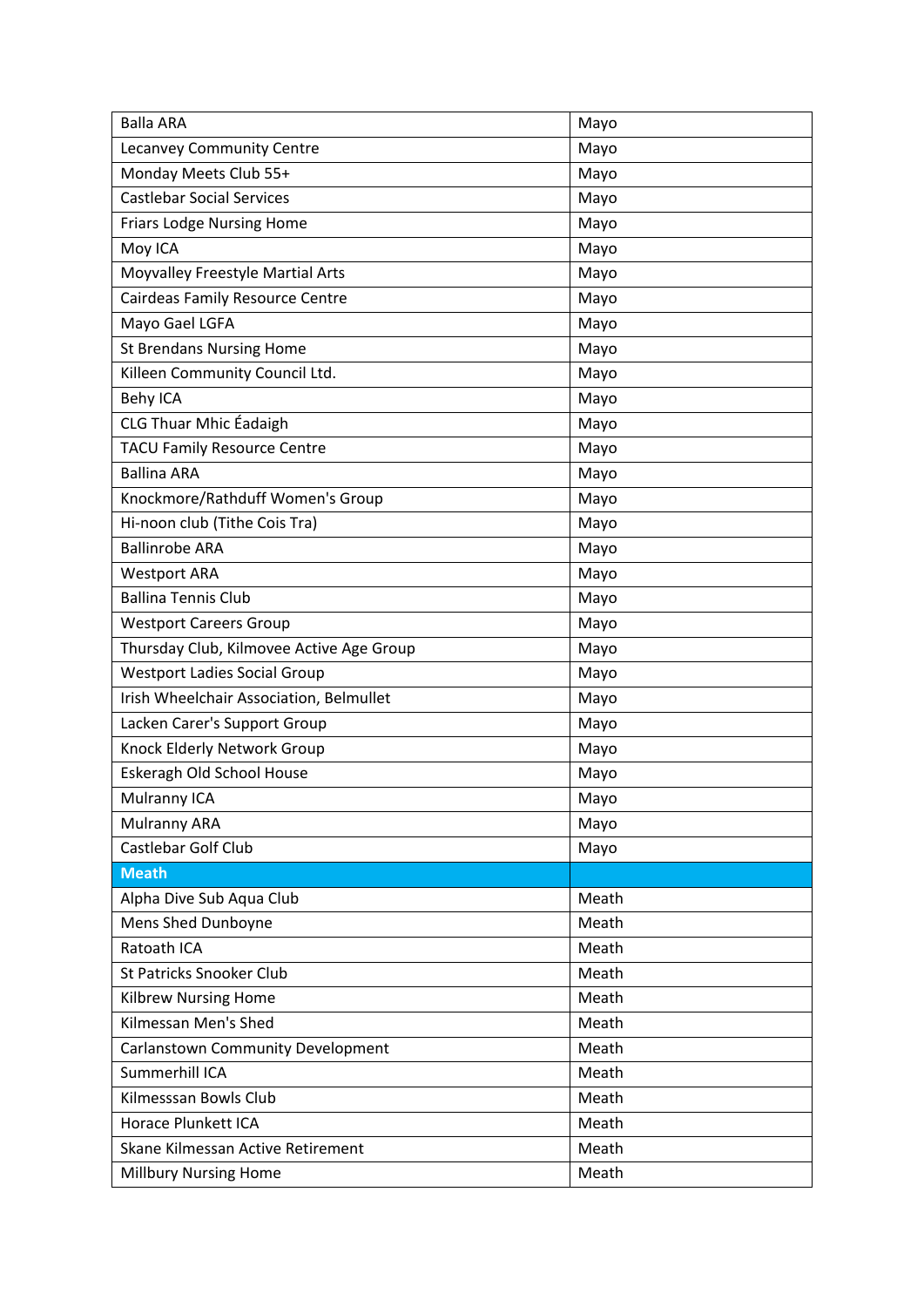| Balla ARA | Mayo |
|---|---|
| Lecanvey Community Centre | Mayo |
| Monday Meets Club 55+ | Mayo |
| Castlebar Social Services | Mayo |
| Friars Lodge Nursing Home | Mayo |
| Moy ICA | Mayo |
| Moyvalley Freestyle Martial Arts | Mayo |
| Cairdeas Family Resource Centre | Mayo |
| Mayo Gael LGFA | Mayo |
| St Brendans Nursing Home | Mayo |
| Killeen Community Council Ltd. | Mayo |
| Behy ICA | Mayo |
| CLG Thuar Mhic Éadaigh | Mayo |
| TACU Family Resource Centre | Mayo |
| Ballina ARA | Mayo |
| Knockmore/Rathduff Women's Group | Mayo |
| Hi-noon club (Tithe Cois Tra) | Mayo |
| Ballinrobe ARA | Mayo |
| Westport ARA | Mayo |
| Ballina Tennis Club | Mayo |
| Westport Careers Group | Mayo |
| Thursday Club, Kilmovee Active Age Group | Mayo |
| Westport Ladies Social Group | Mayo |
| Irish Wheelchair Association, Belmullet | Mayo |
| Lacken Carer's Support Group | Mayo |
| Knock Elderly Network Group | Mayo |
| Eskeragh Old School House | Mayo |
| Mulranny ICA | Mayo |
| Mulranny ARA | Mayo |
| Castlebar Golf Club | Mayo |
| **Meath** | |
| Alpha Dive Sub Aqua Club | Meath |
| Mens Shed Dunboyne | Meath |
| Ratoath ICA | Meath |
| St Patricks Snooker Club | Meath |
| Kilbrew Nursing Home | Meath |
| Kilmessan Men's Shed | Meath |
| Carlanstown Community Development | Meath |
| Summerhill ICA | Meath |
| Kilmesssan Bowls Club | Meath |
| Horace Plunkett ICA | Meath |
| Skane Kilmessan Active Retirement | Meath |
| Millbury Nursing Home | Meath |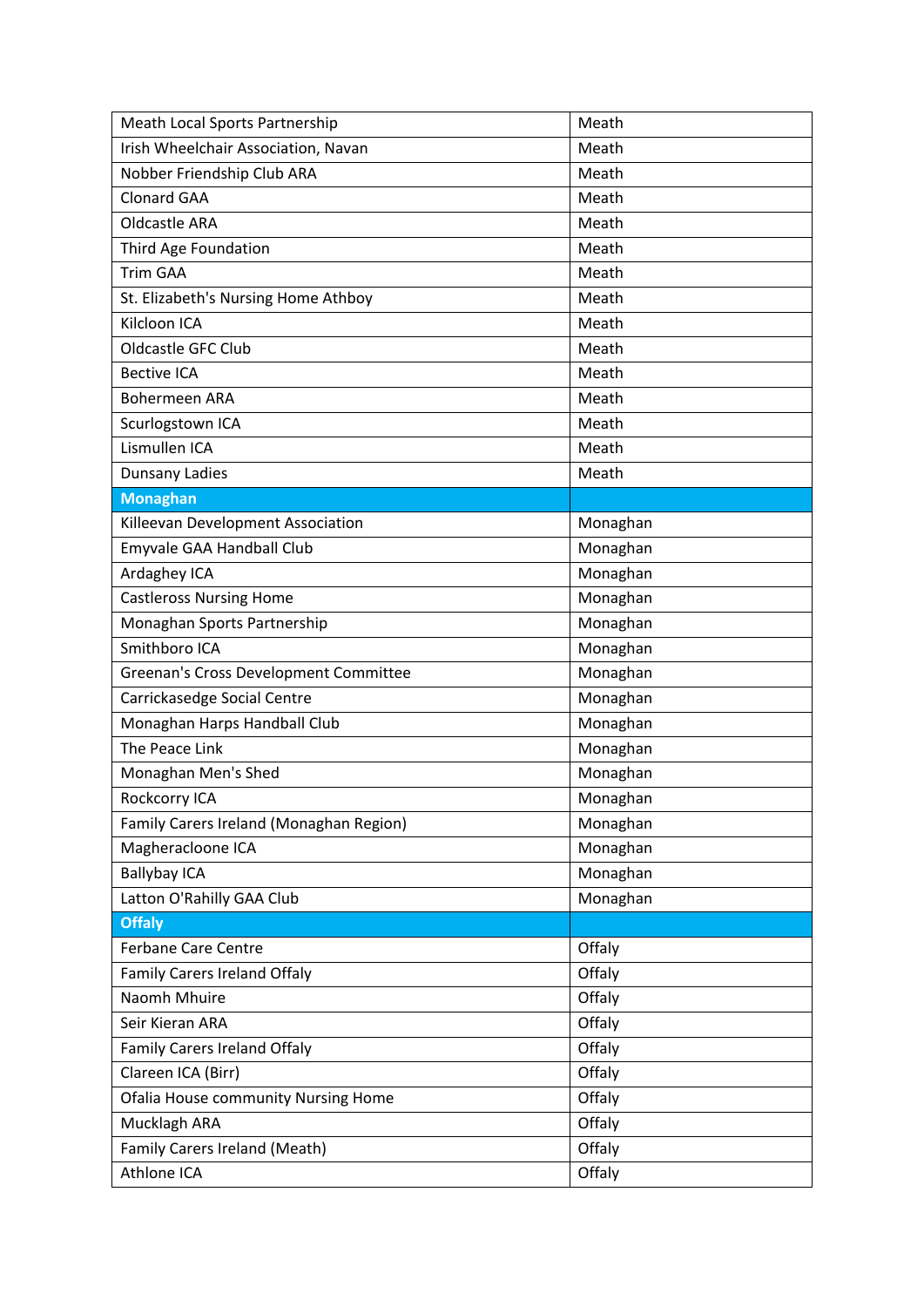| | |
|---|---|
| Meath Local Sports Partnership | Meath |
| Irish Wheelchair Association, Navan | Meath |
| Nobber Friendship Club ARA | Meath |
| Clonard GAA | Meath |
| Oldcastle ARA | Meath |
| Third Age Foundation | Meath |
| Trim GAA | Meath |
| St. Elizabeth's Nursing Home Athboy | Meath |
| Kilcloon ICA | Meath |
| Oldcastle GFC Club | Meath |
| Bective ICA | Meath |
| Bohermeen ARA | Meath |
| Scurlogstown ICA | Meath |
| Lismullen ICA | Meath |
| Dunsany Ladies | Meath |
| **Monaghan** | |
| Killeevan Development Association | Monaghan |
| Emyvale GAA Handball Club | Monaghan |
| Ardaghey ICA | Monaghan |
| Castleross Nursing Home | Monaghan |
| Monaghan Sports Partnership | Monaghan |
| Smithboro ICA | Monaghan |
| Greenan's Cross Development Committee | Monaghan |
| Carrickasedge Social Centre | Monaghan |
| Monaghan Harps Handball Club | Monaghan |
| The Peace Link | Monaghan |
| Monaghan Men's Shed | Monaghan |
| Rockcorry ICA | Monaghan |
| Family Carers Ireland (Monaghan Region) | Monaghan |
| Magheracloone ICA | Monaghan |
| Ballybay ICA | Monaghan |
| Latton O'Rahilly GAA Club | Monaghan |
| **Offaly** | |
| Ferbane Care Centre | Offaly |
| Family Carers Ireland Offaly | Offaly |
| Naomh Mhuire | Offaly |
| Seir Kieran ARA | Offaly |
| Family Carers Ireland Offaly | Offaly |
| Clareen ICA (Birr) | Offaly |
| Ofalia House community Nursing Home | Offaly |
| Mucklagh ARA | Offaly |
| Family Carers Ireland (Meath) | Offaly |
| Athlone ICA | Offaly |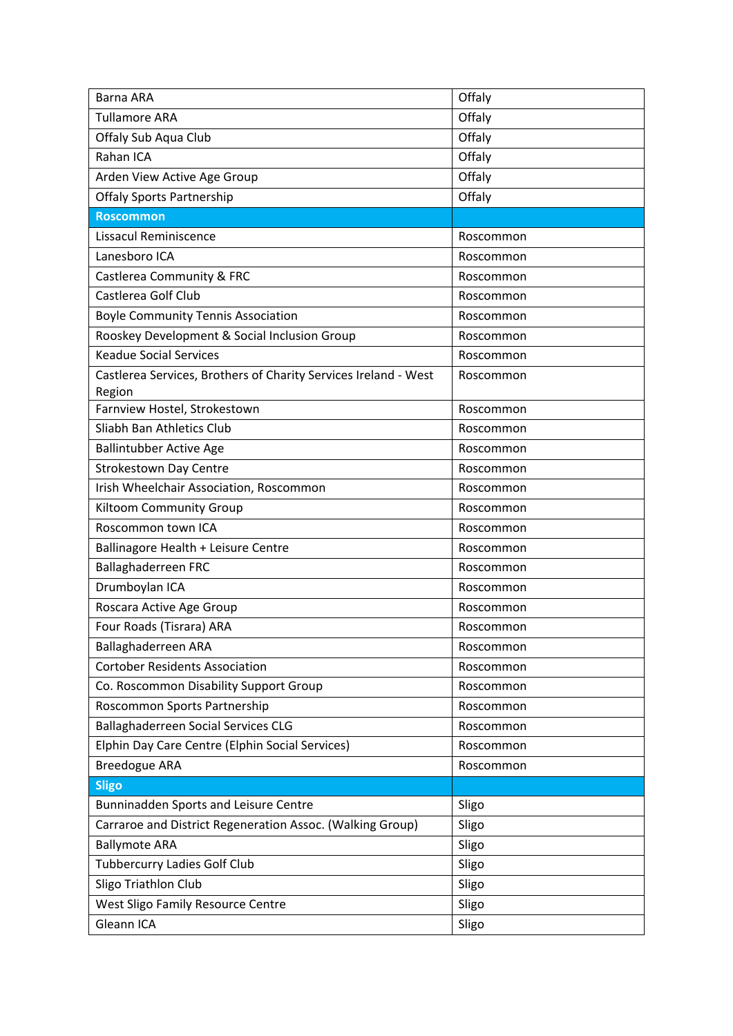| Barna ARA | Offaly |
|---|---|
| Tullamore ARA | Offaly |
| Offaly Sub Aqua Club | Offaly |
| Rahan ICA | Offaly |
| Arden View Active Age Group | Offaly |
| Offaly Sports Partnership | Offaly |
| **Roscommon** | |
| Lissacul Reminiscence | Roscommon |
| Lanesboro ICA | Roscommon |
| Castlerea Community & FRC | Roscommon |
| Castlerea Golf Club | Roscommon |
| Boyle Community Tennis Association | Roscommon |
| Rooskey Development & Social Inclusion Group | Roscommon |
| Keadue Social Services | Roscommon |
| Castlerea Services, Brothers of Charity Services Ireland - West Region | Roscommon |
| Farnview Hostel, Strokestown | Roscommon |
| Sliabh Ban Athletics Club | Roscommon |
| Ballintubber Active Age | Roscommon |
| Strokestown Day Centre | Roscommon |
| Irish Wheelchair Association, Roscommon | Roscommon |
| Kiltoom Community Group | Roscommon |
| Roscommon town ICA | Roscommon |
| Ballinagore Health + Leisure Centre | Roscommon |
| Ballaghaderreen FRC | Roscommon |
| Drumboylan ICA | Roscommon |
| Roscara Active Age Group | Roscommon |
| Four Roads (Tisrara) ARA | Roscommon |
| Ballaghaderreen ARA | Roscommon |
| Cortober Residents Association | Roscommon |
| Co. Roscommon Disability Support Group | Roscommon |
| Roscommon Sports Partnership | Roscommon |
| Ballaghaderreen Social Services CLG | Roscommon |
| Elphin Day Care Centre (Elphin Social Services) | Roscommon |
| Breedogue ARA | Roscommon |
| **Sligo** | |
| Bunninadden Sports and Leisure Centre | Sligo |
| Carraroe and District Regeneration Assoc. (Walking Group) | Sligo |
| Ballymote ARA | Sligo |
| Tubbercurry Ladies Golf Club | Sligo |
| Sligo Triathlon Club | Sligo |
| West Sligo Family Resource Centre | Sligo |
| Gleann ICA | Sligo |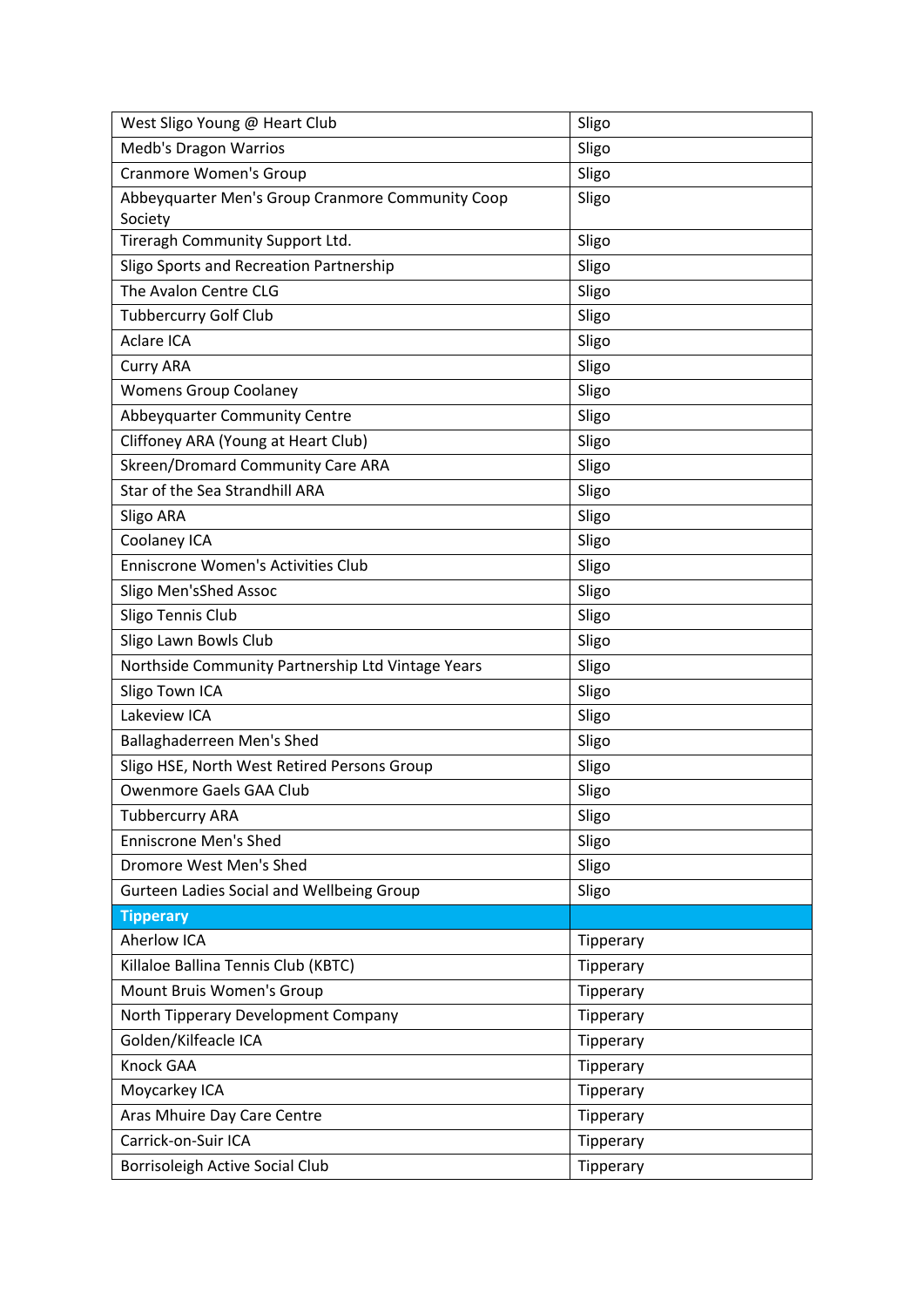| West Sligo Young @ Heart Club | Sligo |
|---|---|
| Medb's Dragon Warrios | Sligo |
| Cranmore Women's Group | Sligo |
| Abbeyquarter Men's Group Cranmore Community Coop Society | Sligo |
| Tireragh Community Support Ltd. | Sligo |
| Sligo Sports and Recreation Partnership | Sligo |
| The Avalon Centre CLG | Sligo |
| Tubbercurry Golf Club | Sligo |
| Aclare ICA | Sligo |
| Curry ARA | Sligo |
| Womens Group Coolaney | Sligo |
| Abbeyquarter Community Centre | Sligo |
| Cliffoney ARA (Young at Heart Club) | Sligo |
| Skreen/Dromard Community Care ARA | Sligo |
| Star of the Sea Strandhill ARA | Sligo |
| Sligo ARA | Sligo |
| Coolaney ICA | Sligo |
| Enniscrone Women's Activities Club | Sligo |
| Sligo Men'sShed Assoc | Sligo |
| Sligo Tennis Club | Sligo |
| Sligo Lawn Bowls Club | Sligo |
| Northside Community Partnership Ltd Vintage Years | Sligo |
| Sligo Town ICA | Sligo |
| Lakeview ICA | Sligo |
| Ballaghaderreen Men's Shed | Sligo |
| Sligo HSE, North West Retired Persons Group | Sligo |
| Owenmore Gaels GAA Club | Sligo |
| Tubbercurry ARA | Sligo |
| Enniscrone Men's Shed | Sligo |
| Dromore West Men's Shed | Sligo |
| Gurteen Ladies Social and Wellbeing Group | Sligo |
| **Tipperary** | |
| Aherlow ICA | Tipperary |
| Killaloe Ballina Tennis Club (KBTC) | Tipperary |
| Mount Bruis Women's Group | Tipperary |
| North Tipperary Development Company | Tipperary |
| Golden/Kilfeacle ICA | Tipperary |
| Knock GAA | Tipperary |
| Moycarkey ICA | Tipperary |
| Aras Mhuire Day Care Centre | Tipperary |
| Carrick-on-Suir ICA | Tipperary |
| Borrisoleigh Active Social Club | Tipperary |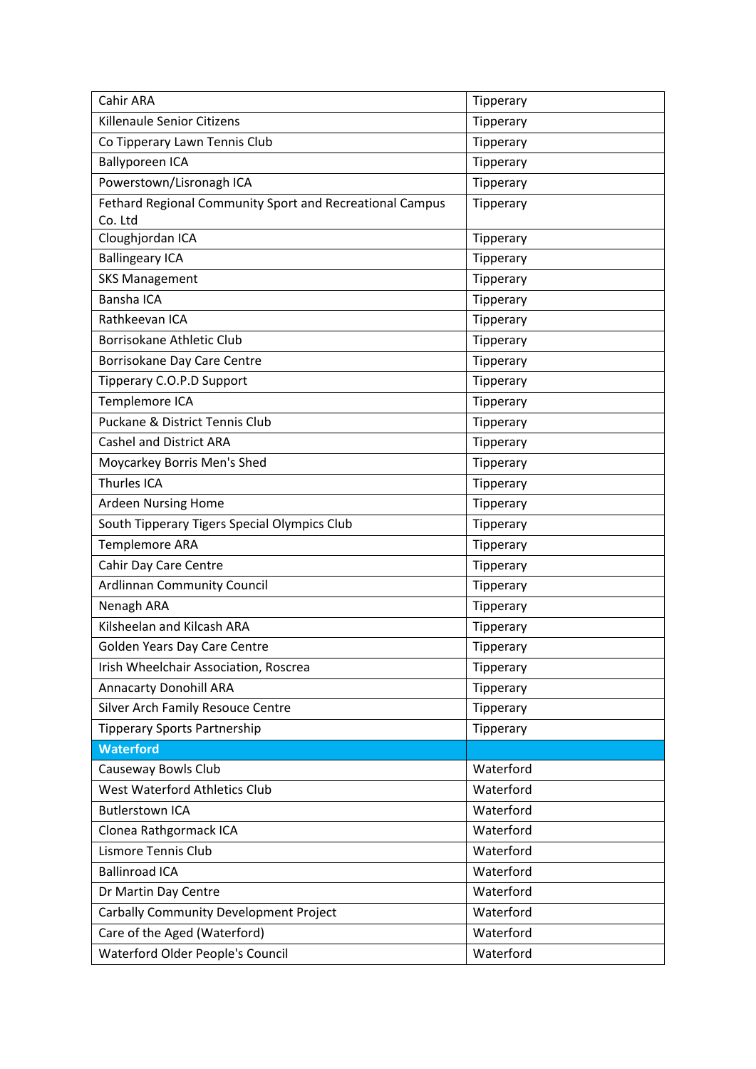| | |
|---|---|
| Cahir ARA | Tipperary |
| Killenaule Senior Citizens | Tipperary |
| Co Tipperary Lawn Tennis Club | Tipperary |
| Ballyporeen ICA | Tipperary |
| Powerstown/Lisronagh ICA | Tipperary |
| Fethard Regional Community Sport and Recreational Campus Co. Ltd | Tipperary |
| Cloughjordan ICA | Tipperary |
| Ballingeary ICA | Tipperary |
| SKS Management | Tipperary |
| Bansha ICA | Tipperary |
| Rathkeevan ICA | Tipperary |
| Borrisokane Athletic Club | Tipperary |
| Borrisokane Day Care Centre | Tipperary |
| Tipperary C.O.P.D Support | Tipperary |
| Templemore ICA | Tipperary |
| Puckane & District Tennis Club | Tipperary |
| Cashel and District ARA | Tipperary |
| Moycarkey Borris Men's Shed | Tipperary |
| Thurles ICA | Tipperary |
| Ardeen Nursing Home | Tipperary |
| South Tipperary Tigers Special Olympics Club | Tipperary |
| Templemore ARA | Tipperary |
| Cahir Day Care Centre | Tipperary |
| Ardlinnan Community Council | Tipperary |
| Nenagh ARA | Tipperary |
| Kilsheelan and Kilcash ARA | Tipperary |
| Golden Years Day Care Centre | Tipperary |
| Irish Wheelchair Association, Roscrea | Tipperary |
| Annacarty Donohill ARA | Tipperary |
| Silver Arch Family Resouce Centre | Tipperary |
| Tipperary Sports Partnership | Tipperary |
| **Waterford** | |
| Causeway Bowls Club | Waterford |
| West Waterford Athletics Club | Waterford |
| Butlerstown ICA | Waterford |
| Clonea Rathgormack ICA | Waterford |
| Lismore Tennis Club | Waterford |
| Ballinroad ICA | Waterford |
| Dr Martin Day Centre | Waterford |
| Carbally Community Development Project | Waterford |
| Care of the Aged (Waterford) | Waterford |
| Waterford Older People's Council | Waterford |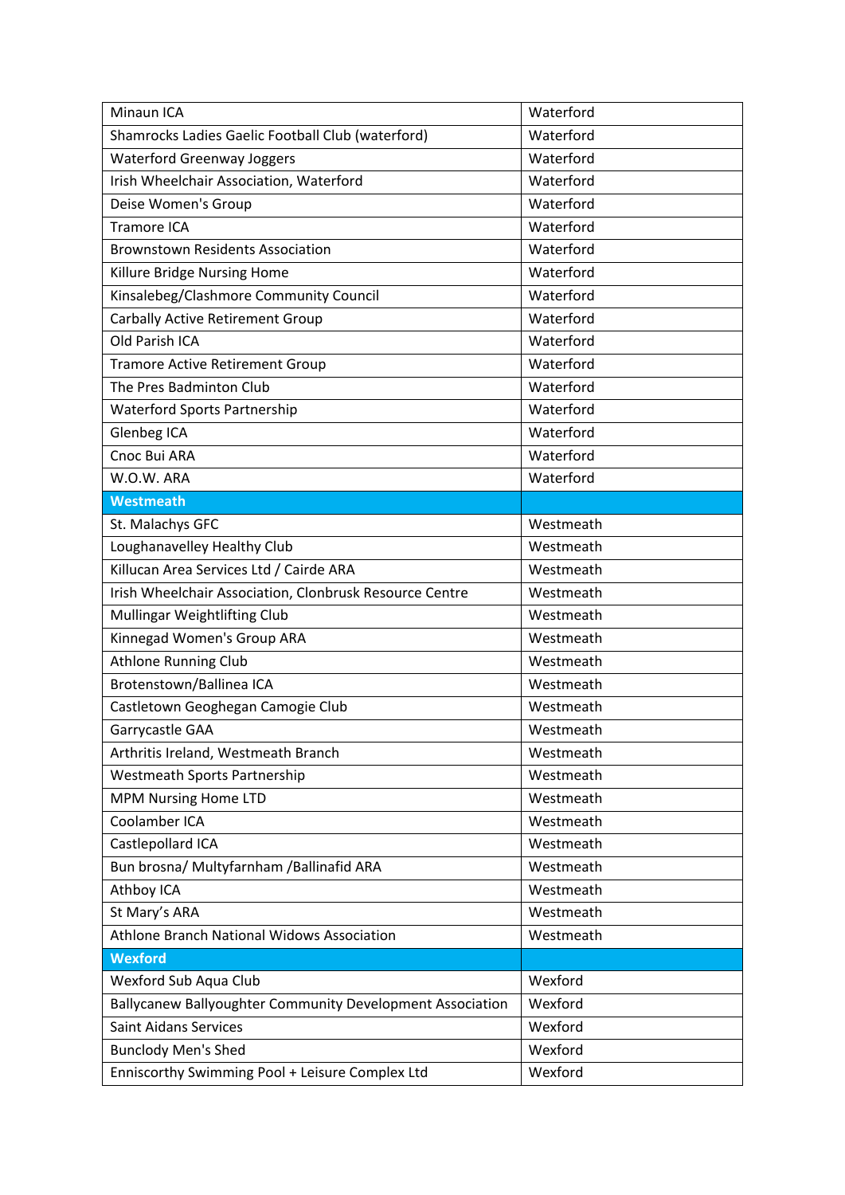| Minaun ICA | Waterford |
|---|---|
| Shamrocks Ladies Gaelic Football Club (waterford) | Waterford |
| Waterford Greenway Joggers | Waterford |
| Irish Wheelchair Association, Waterford | Waterford |
| Deise Women's Group | Waterford |
| Tramore ICA | Waterford |
| Brownstown Residents Association | Waterford |
| Killure Bridge Nursing Home | Waterford |
| Kinsalebeg/Clashmore Community Council | Waterford |
| Carbally Active Retirement Group | Waterford |
| Old Parish ICA | Waterford |
| Tramore Active Retirement Group | Waterford |
| The Pres Badminton Club | Waterford |
| Waterford Sports Partnership | Waterford |
| Glenbeg ICA | Waterford |
| Cnoc Bui ARA | Waterford |
| W.O.W. ARA | Waterford |
| **Westmeath** | |
| St. Malachys GFC | Westmeath |
| Loughanavelley Healthy Club | Westmeath |
| Killucan Area Services Ltd / Cairde ARA | Westmeath |
| Irish Wheelchair Association, Clonbrusk Resource Centre | Westmeath |
| Mullingar Weightlifting Club | Westmeath |
| Kinnegad Women's Group ARA | Westmeath |
| Athlone Running Club | Westmeath |
| Brotenstown/Ballinea ICA | Westmeath |
| Castletown Geoghegan Camogie Club | Westmeath |
| Garrycastle GAA | Westmeath |
| Arthritis Ireland, Westmeath Branch | Westmeath |
| Westmeath Sports Partnership | Westmeath |
| MPM Nursing Home LTD | Westmeath |
| Coolamber ICA | Westmeath |
| Castlepollard ICA | Westmeath |
| Bun brosna/ Multyfarnham /Ballinafid ARA | Westmeath |
| Athboy ICA | Westmeath |
| St Mary's ARA | Westmeath |
| Athlone Branch National Widows Association | Westmeath |
| **Wexford** | |
| Wexford Sub Aqua Club | Wexford |
| Ballycanew Ballyoughter Community Development Association | Wexford |
| Saint Aidans Services | Wexford |
| Bunclody Men's Shed | Wexford |
| Enniscorthy Swimming Pool + Leisure Complex Ltd | Wexford |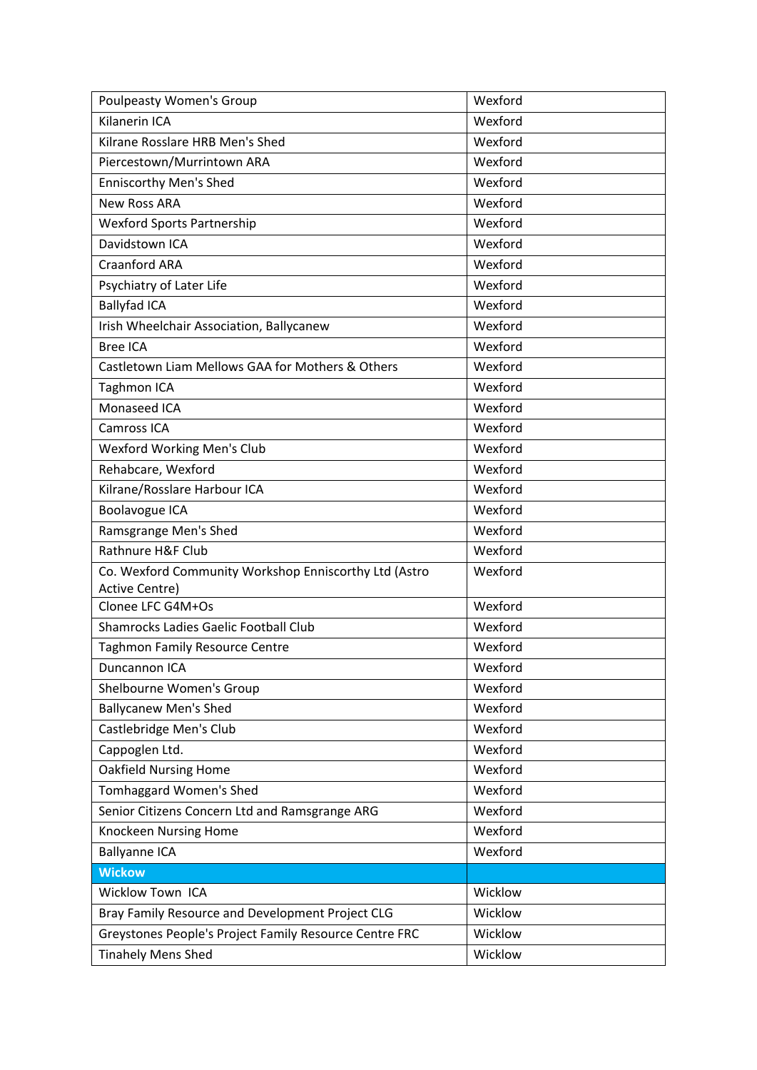| Poulpeasty Women's Group | Wexford |
|---|---|
| Kilanerin ICA | Wexford |
| Kilrane Rosslare HRB Men's Shed | Wexford |
| Piercestown/Murrintown ARA | Wexford |
| Enniscorthy Men's Shed | Wexford |
| New Ross ARA | Wexford |
| Wexford Sports Partnership | Wexford |
| Davidstown ICA | Wexford |
| Craanford ARA | Wexford |
| Psychiatry of Later Life | Wexford |
| Ballyfad ICA | Wexford |
| Irish Wheelchair Association, Ballycanew | Wexford |
| Bree ICA | Wexford |
| Castletown Liam Mellows GAA for Mothers & Others | Wexford |
| Taghmon ICA | Wexford |
| Monaseed ICA | Wexford |
| Camross ICA | Wexford |
| Wexford Working Men's Club | Wexford |
| Rehabcare, Wexford | Wexford |
| Kilrane/Rosslare Harbour ICA | Wexford |
| Boolavogue ICA | Wexford |
| Ramsgrange Men's Shed | Wexford |
| Rathnure H&F Club | Wexford |
| Co. Wexford Community Workshop Enniscorthy Ltd (Astro Active Centre) | Wexford |
| Clonee LFC G4M+Os | Wexford |
| Shamrocks Ladies Gaelic Football Club | Wexford |
| Taghmon Family Resource Centre | Wexford |
| Duncannon ICA | Wexford |
| Shelbourne Women's Group | Wexford |
| Ballycanew Men's Shed | Wexford |
| Castlebridge Men's Club | Wexford |
| Cappoglen Ltd. | Wexford |
| Oakfield Nursing Home | Wexford |
| Tomhaggard Women's Shed | Wexford |
| Senior Citizens Concern Ltd and Ramsgrange ARG | Wexford |
| Knockeen Nursing Home | Wexford |
| Ballyanne ICA | Wexford |
| **Wickow** | |
| Wicklow Town ICA | Wicklow |
| Bray Family Resource and Development Project CLG | Wicklow |
| Greystones People's Project Family Resource Centre FRC | Wicklow |
| Tinahely Mens Shed | Wicklow |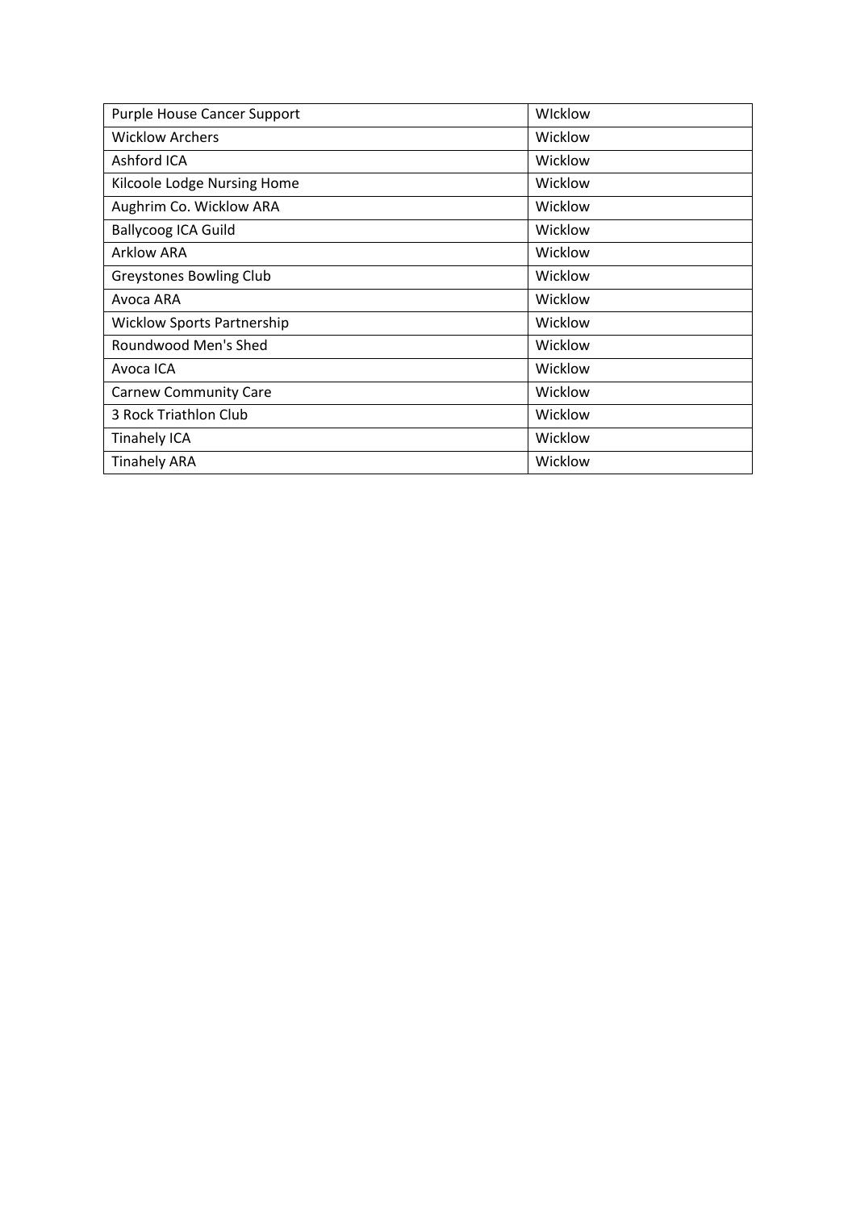| | |
|---|---|
| Purple House Cancer Support | WIcklow |
| Wicklow Archers | Wicklow |
| Ashford ICA | Wicklow |
| Kilcoole Lodge Nursing Home | Wicklow |
| Aughrim Co. Wicklow ARA | Wicklow |
| Ballycoog ICA Guild | Wicklow |
| Arklow ARA | Wicklow |
| Greystones Bowling Club | Wicklow |
| Avoca ARA | Wicklow |
| Wicklow Sports Partnership | Wicklow |
| Roundwood Men's Shed | Wicklow |
| Avoca ICA | Wicklow |
| Carnew Community Care | Wicklow |
| 3 Rock Triathlon Club | Wicklow |
| Tinahely ICA | Wicklow |
| Tinahely ARA | Wicklow |